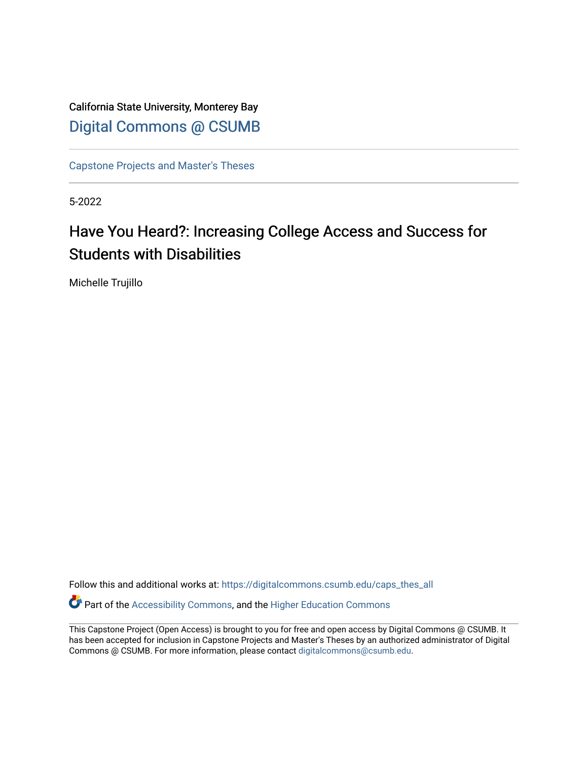California State University, Monterey Bay

Digital Commons @ CSUMB

Capstone Projects and Master's Theses

5-2022

# Have You Heard?: Increasing College Access and Success for Students with Disabilities

Michelle Trujillo

Follow this and additional works at: https://digitalcommons.csumb.edu/caps_thes_all

Part of the Accessibility Commons, and the Higher Education Commons

This Capstone Project (Open Access) is brought to you for free and open access by Digital Commons @ CSUMB. It has been accepted for inclusion in Capstone Projects and Master's Theses by an authorized administrator of Digital Commons @ CSUMB. For more information, please contact digitalcommons@csumb.edu.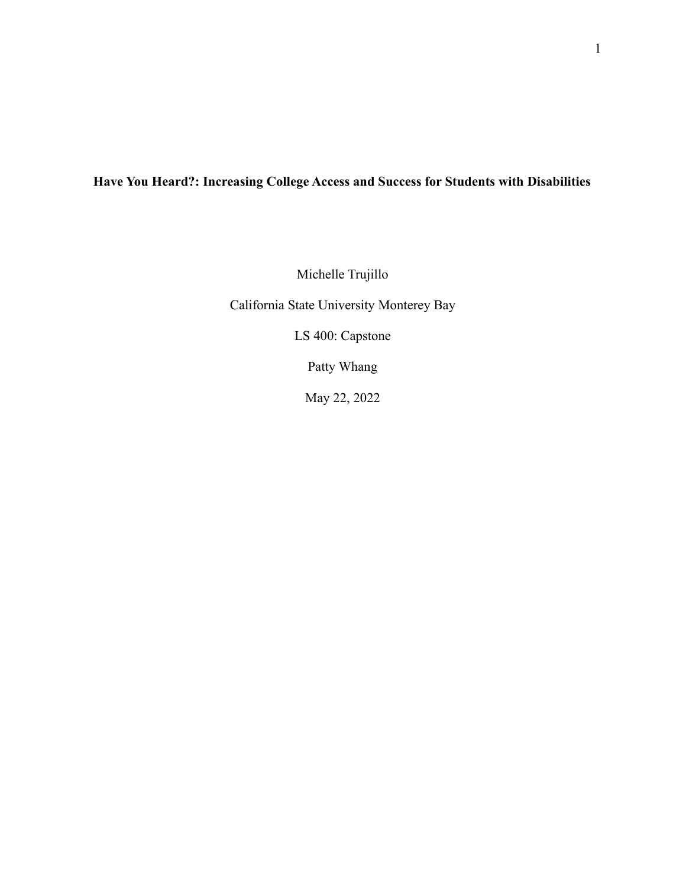**Have You Heard?: Increasing College Access and Success for Students with Disabilities**

Michelle Trujillo

California State University Monterey Bay

LS 400: Capstone

Patty Whang

May 22, 2022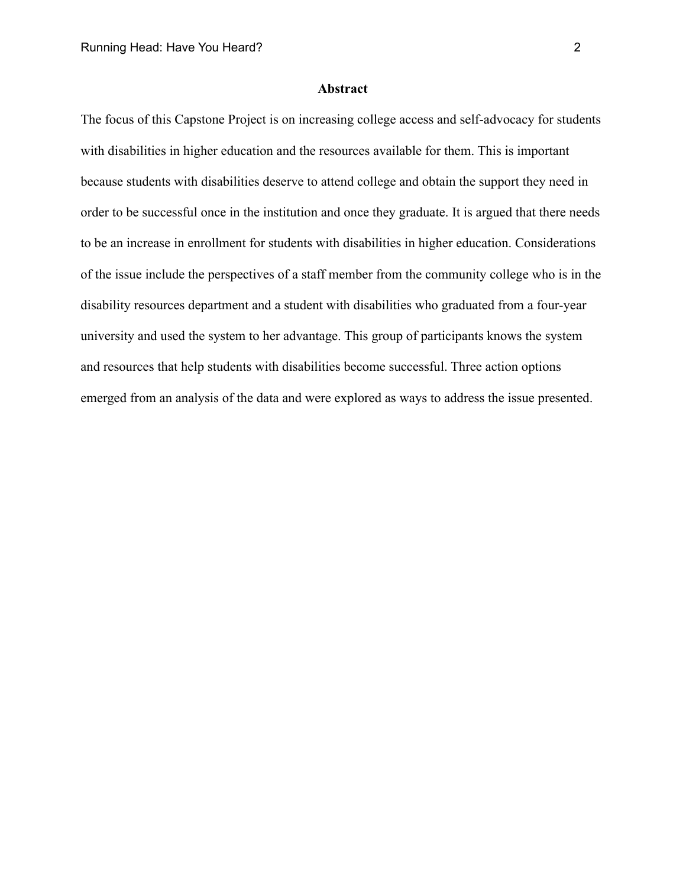## Abstract

The focus of this Capstone Project is on increasing college access and self-advocacy for students with disabilities in higher education and the resources available for them. This is important because students with disabilities deserve to attend college and obtain the support they need in order to be successful once in the institution and once they graduate. It is argued that there needs to be an increase in enrollment for students with disabilities in higher education. Considerations of the issue include the perspectives of a staff member from the community college who is in the disability resources department and a student with disabilities who graduated from a four-year university and used the system to her advantage. This group of participants knows the system and resources that help students with disabilities become successful. Three action options emerged from an analysis of the data and were explored as ways to address the issue presented.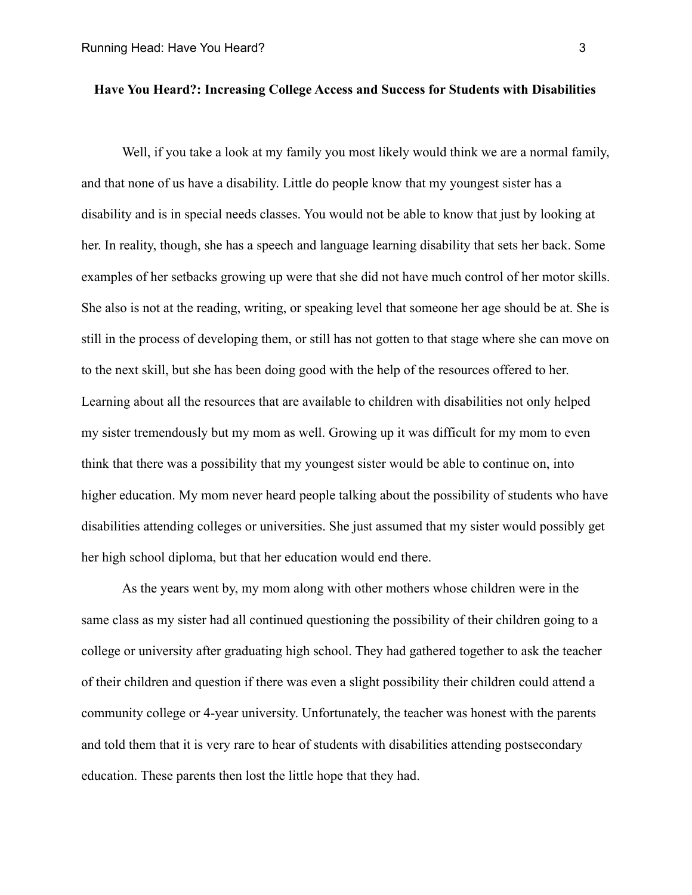**Have You Heard?: Increasing College Access and Success for Students with Disabilities**

Well, if you take a look at my family you most likely would think we are a normal family, and that none of us have a disability. Little do people know that my youngest sister has a disability and is in special needs classes. You would not be able to know that just by looking at her. In reality, though, she has a speech and language learning disability that sets her back. Some examples of her setbacks growing up were that she did not have much control of her motor skills. She also is not at the reading, writing, or speaking level that someone her age should be at. She is still in the process of developing them, or still has not gotten to that stage where she can move on to the next skill, but she has been doing good with the help of the resources offered to her. Learning about all the resources that are available to children with disabilities not only helped my sister tremendously but my mom as well. Growing up it was difficult for my mom to even think that there was a possibility that my youngest sister would be able to continue on, into higher education. My mom never heard people talking about the possibility of students who have disabilities attending colleges or universities. She just assumed that my sister would possibly get her high school diploma, but that her education would end there.

As the years went by, my mom along with other mothers whose children were in the same class as my sister had all continued questioning the possibility of their children going to a college or university after graduating high school. They had gathered together to ask the teacher of their children and question if there was even a slight possibility their children could attend a community college or 4-year university. Unfortunately, the teacher was honest with the parents and told them that it is very rare to hear of students with disabilities attending postsecondary education. These parents then lost the little hope that they had.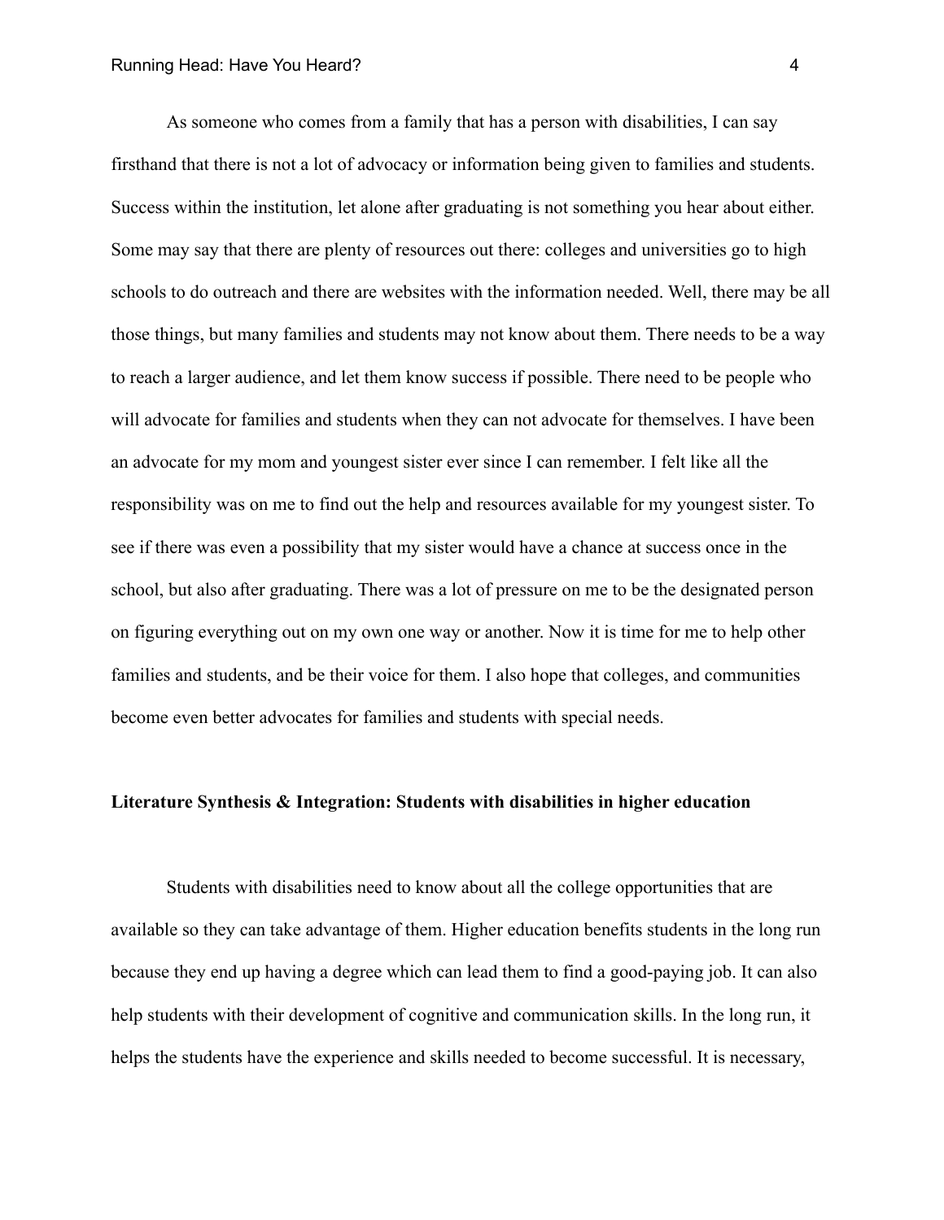As someone who comes from a family that has a person with disabilities, I can say firsthand that there is not a lot of advocacy or information being given to families and students. Success within the institution, let alone after graduating is not something you hear about either. Some may say that there are plenty of resources out there: colleges and universities go to high schools to do outreach and there are websites with the information needed. Well, there may be all those things, but many families and students may not know about them. There needs to be a way to reach a larger audience, and let them know success if possible. There need to be people who will advocate for families and students when they can not advocate for themselves. I have been an advocate for my mom and youngest sister ever since I can remember. I felt like all the responsibility was on me to find out the help and resources available for my youngest sister. To see if there was even a possibility that my sister would have a chance at success once in the school, but also after graduating. There was a lot of pressure on me to be the designated person on figuring everything out on my own one way or another. Now it is time for me to help other families and students, and be their voice for them. I also hope that colleges, and communities become even better advocates for families and students with special needs.

## Literature Synthesis & Integration: Students with disabilities in higher education

Students with disabilities need to know about all the college opportunities that are available so they can take advantage of them. Higher education benefits students in the long run because they end up having a degree which can lead them to find a good-paying job. It can also help students with their development of cognitive and communication skills. In the long run, it helps the students have the experience and skills needed to become successful. It is necessary,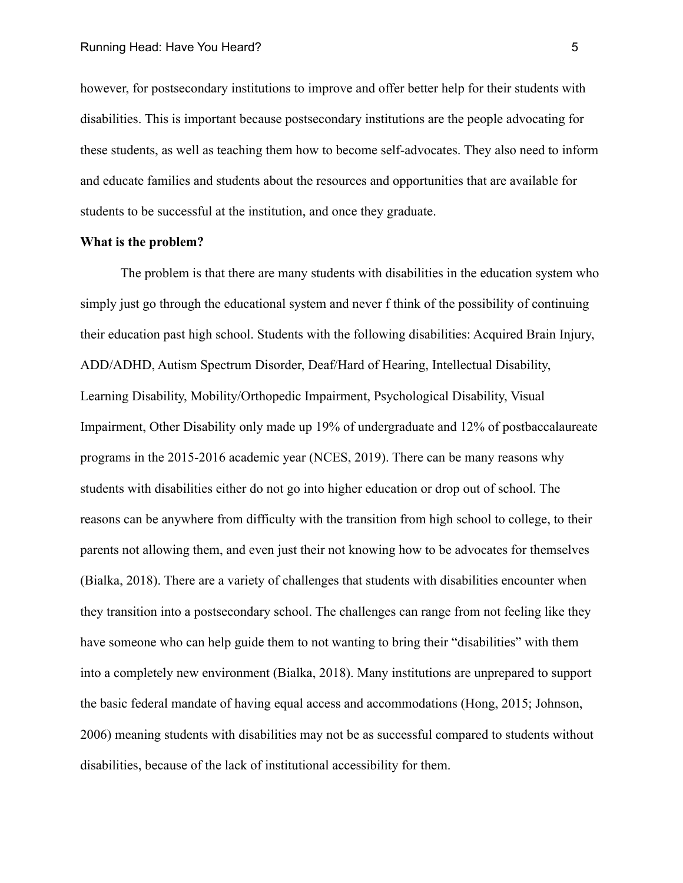however, for postsecondary institutions to improve and offer better help for their students with disabilities. This is important because postsecondary institutions are the people advocating for these students, as well as teaching them how to become self-advocates. They also need to inform and educate families and students about the resources and opportunities that are available for students to be successful at the institution, and once they graduate.

**What is the problem?**

The problem is that there are many students with disabilities in the education system who simply just go through the educational system and never f think of the possibility of continuing their education past high school. Students with the following disabilities: Acquired Brain Injury, ADD/ADHD, Autism Spectrum Disorder, Deaf/Hard of Hearing, Intellectual Disability, Learning Disability, Mobility/Orthopedic Impairment, Psychological Disability, Visual Impairment, Other Disability only made up 19% of undergraduate and 12% of postbaccalaureate programs in the 2015-2016 academic year (NCES, 2019). There can be many reasons why students with disabilities either do not go into higher education or drop out of school. The reasons can be anywhere from difficulty with the transition from high school to college, to their parents not allowing them, and even just their not knowing how to be advocates for themselves (Bialka, 2018). There are a variety of challenges that students with disabilities encounter when they transition into a postsecondary school. The challenges can range from not feeling like they have someone who can help guide them to not wanting to bring their "disabilities" with them into a completely new environment (Bialka, 2018). Many institutions are unprepared to support the basic federal mandate of having equal access and accommodations (Hong, 2015; Johnson, 2006) meaning students with disabilities may not be as successful compared to students without disabilities, because of the lack of institutional accessibility for them.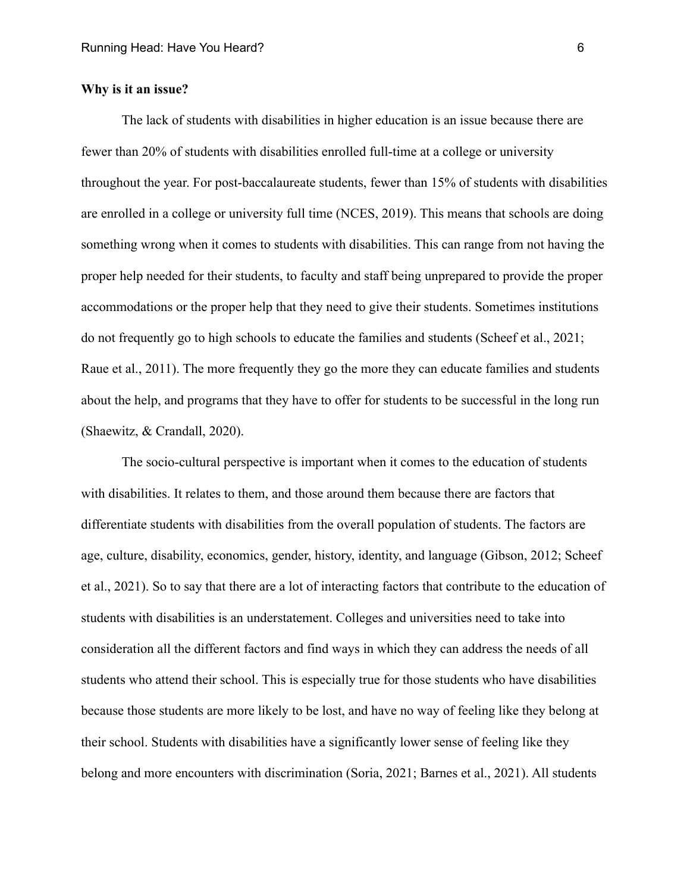**Why is it an issue?**

The lack of students with disabilities in higher education is an issue because there are fewer than 20% of students with disabilities enrolled full-time at a college or university throughout the year. For post-baccalaureate students, fewer than 15% of students with disabilities are enrolled in a college or university full time (NCES, 2019). This means that schools are doing something wrong when it comes to students with disabilities. This can range from not having the proper help needed for their students, to faculty and staff being unprepared to provide the proper accommodations or the proper help that they need to give their students. Sometimes institutions do not frequently go to high schools to educate the families and students (Scheef et al., 2021; Raue et al., 2011). The more frequently they go the more they can educate families and students about the help, and programs that they have to offer for students to be successful in the long run (Shaewitz, & Crandall, 2020).

The socio-cultural perspective is important when it comes to the education of students with disabilities. It relates to them, and those around them because there are factors that differentiate students with disabilities from the overall population of students. The factors are age, culture, disability, economics, gender, history, identity, and language (Gibson, 2012; Scheef et al., 2021). So to say that there are a lot of interacting factors that contribute to the education of students with disabilities is an understatement. Colleges and universities need to take into consideration all the different factors and find ways in which they can address the needs of all students who attend their school. This is especially true for those students who have disabilities because those students are more likely to be lost, and have no way of feeling like they belong at their school. Students with disabilities have a significantly lower sense of feeling like they belong and more encounters with discrimination (Soria, 2021; Barnes et al., 2021). All students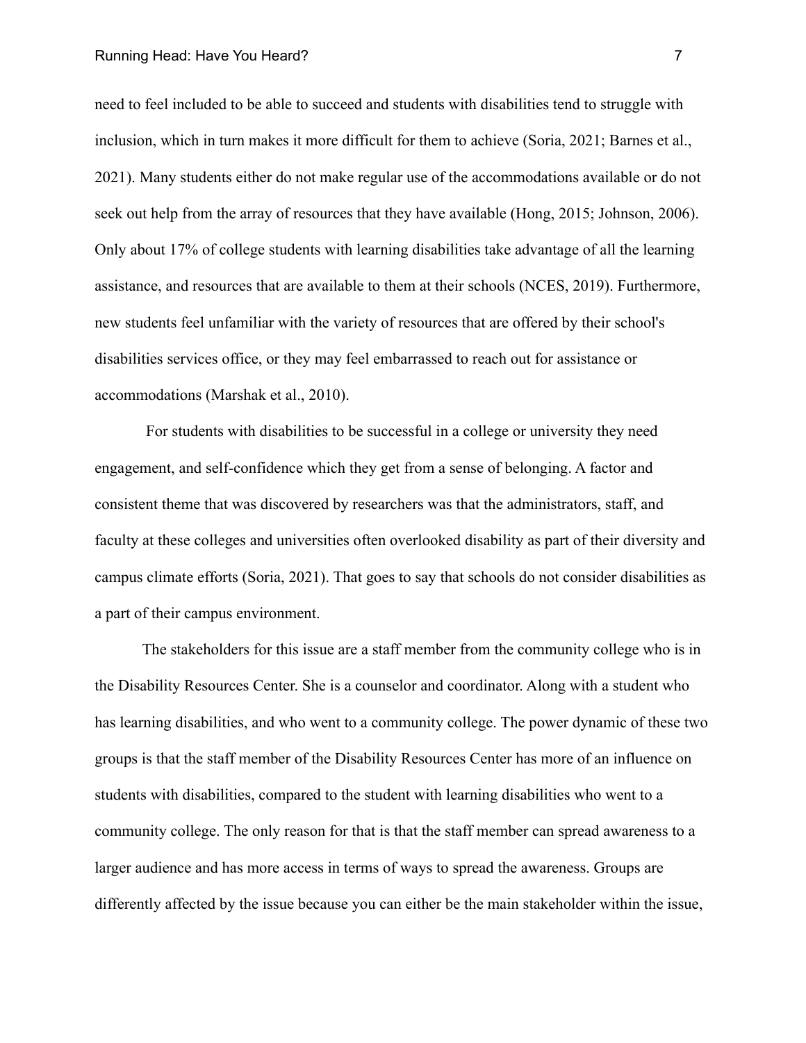need to feel included to be able to succeed and students with disabilities tend to struggle with inclusion, which in turn makes it more difficult for them to achieve (Soria, 2021; Barnes et al., 2021). Many students either do not make regular use of the accommodations available or do not seek out help from the array of resources that they have available (Hong, 2015; Johnson, 2006). Only about 17% of college students with learning disabilities take advantage of all the learning assistance, and resources that are available to them at their schools (NCES, 2019). Furthermore, new students feel unfamiliar with the variety of resources that are offered by their school's disabilities services office, or they may feel embarrassed to reach out for assistance or accommodations (Marshak et al., 2010).

For students with disabilities to be successful in a college or university they need engagement, and self-confidence which they get from a sense of belonging. A factor and consistent theme that was discovered by researchers was that the administrators, staff, and faculty at these colleges and universities often overlooked disability as part of their diversity and campus climate efforts (Soria, 2021). That goes to say that schools do not consider disabilities as a part of their campus environment.

The stakeholders for this issue are a staff member from the community college who is in the Disability Resources Center. She is a counselor and coordinator. Along with a student who has learning disabilities, and who went to a community college. The power dynamic of these two groups is that the staff member of the Disability Resources Center has more of an influence on students with disabilities, compared to the student with learning disabilities who went to a community college. The only reason for that is that the staff member can spread awareness to a larger audience and has more access in terms of ways to spread the awareness. Groups are differently affected by the issue because you can either be the main stakeholder within the issue,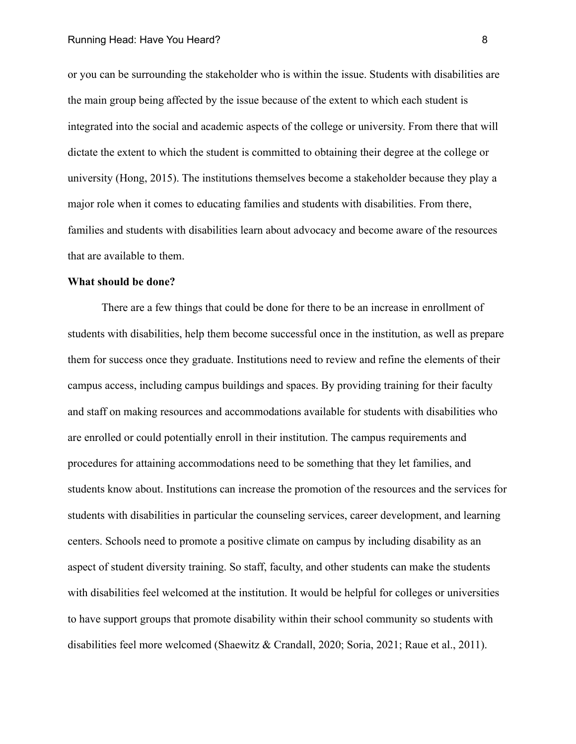or you can be surrounding the stakeholder who is within the issue. Students with disabilities are the main group being affected by the issue because of the extent to which each student is integrated into the social and academic aspects of the college or university. From there that will dictate the extent to which the student is committed to obtaining their degree at the college or university (Hong, 2015). The institutions themselves become a stakeholder because they play a major role when it comes to educating families and students with disabilities. From there, families and students with disabilities learn about advocacy and become aware of the resources that are available to them.

**What should be done?**

There are a few things that could be done for there to be an increase in enrollment of students with disabilities, help them become successful once in the institution, as well as prepare them for success once they graduate. Institutions need to review and refine the elements of their campus access, including campus buildings and spaces. By providing training for their faculty and staff on making resources and accommodations available for students with disabilities who are enrolled or could potentially enroll in their institution. The campus requirements and procedures for attaining accommodations need to be something that they let families, and students know about. Institutions can increase the promotion of the resources and the services for students with disabilities in particular the counseling services, career development, and learning centers. Schools need to promote a positive climate on campus by including disability as an aspect of student diversity training. So staff, faculty, and other students can make the students with disabilities feel welcomed at the institution. It would be helpful for colleges or universities to have support groups that promote disability within their school community so students with disabilities feel more welcomed (Shaewitz & Crandall, 2020; Soria, 2021; Raue et al., 2011).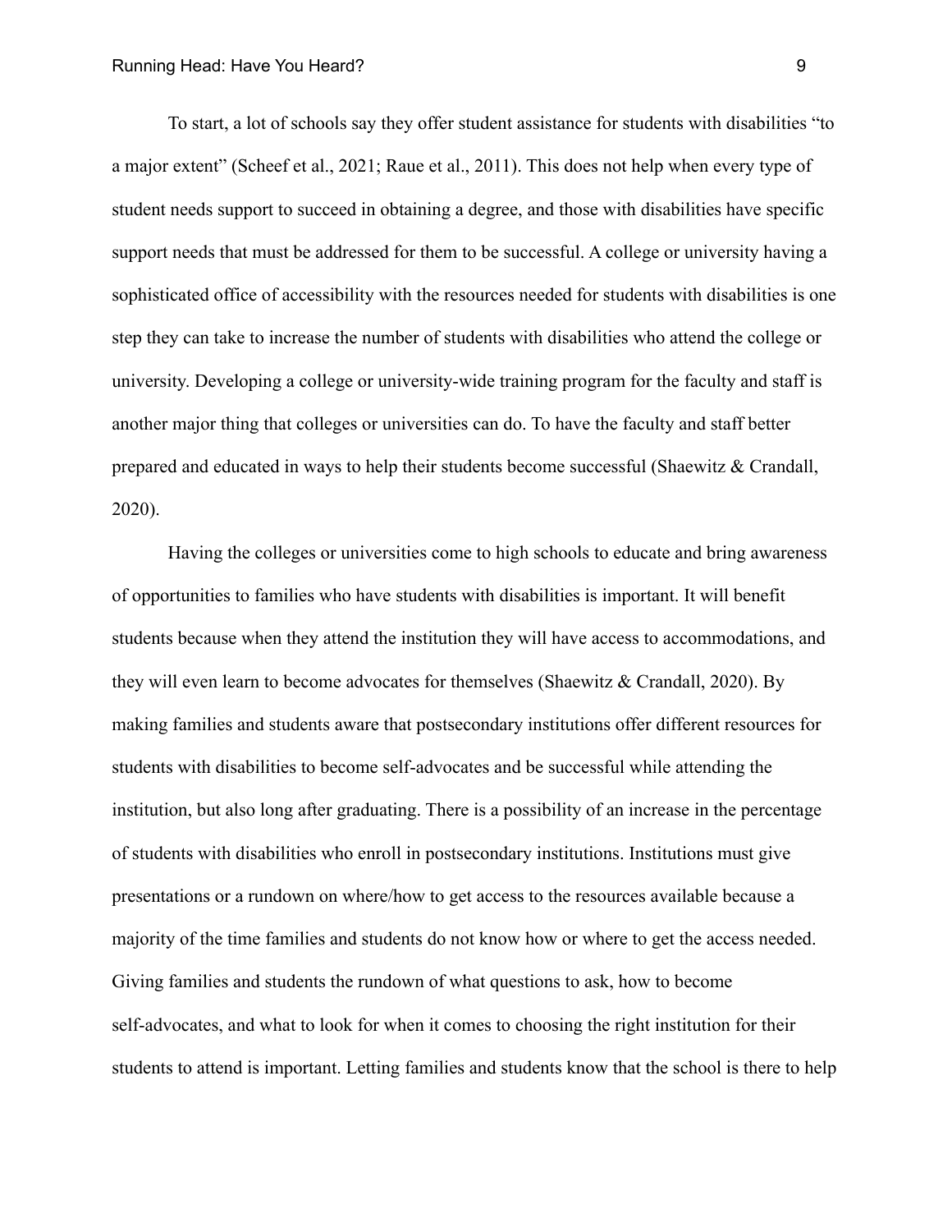To start, a lot of schools say they offer student assistance for students with disabilities "to a major extent" (Scheef et al., 2021; Raue et al., 2011). This does not help when every type of student needs support to succeed in obtaining a degree, and those with disabilities have specific support needs that must be addressed for them to be successful. A college or university having a sophisticated office of accessibility with the resources needed for students with disabilities is one step they can take to increase the number of students with disabilities who attend the college or university. Developing a college or university-wide training program for the faculty and staff is another major thing that colleges or universities can do. To have the faculty and staff better prepared and educated in ways to help their students become successful (Shaewitz & Crandall, 2020).

Having the colleges or universities come to high schools to educate and bring awareness of opportunities to families who have students with disabilities is important. It will benefit students because when they attend the institution they will have access to accommodations, and they will even learn to become advocates for themselves (Shaewitz & Crandall, 2020). By making families and students aware that postsecondary institutions offer different resources for students with disabilities to become self-advocates and be successful while attending the institution, but also long after graduating. There is a possibility of an increase in the percentage of students with disabilities who enroll in postsecondary institutions. Institutions must give presentations or a rundown on where/how to get access to the resources available because a majority of the time families and students do not know how or where to get the access needed. Giving families and students the rundown of what questions to ask, how to become self-advocates, and what to look for when it comes to choosing the right institution for their students to attend is important. Letting families and students know that the school is there to help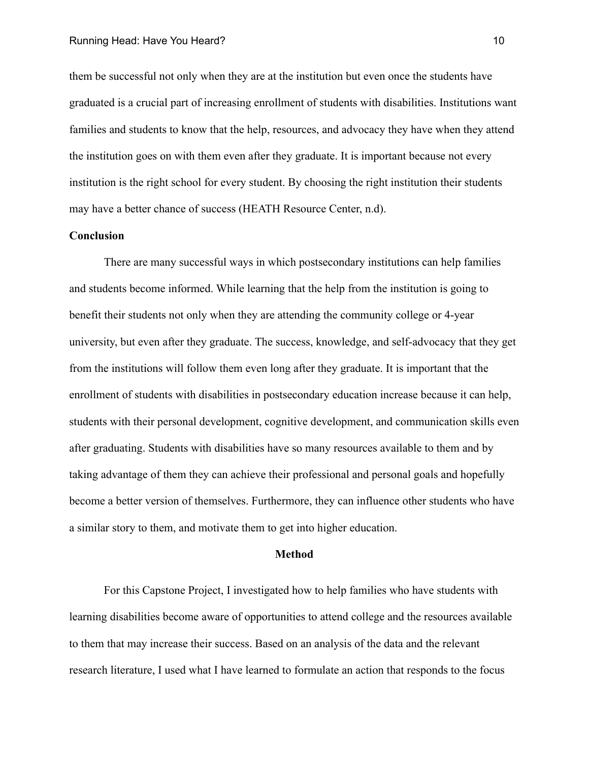them be successful not only when they are at the institution but even once the students have graduated is a crucial part of increasing enrollment of students with disabilities. Institutions want families and students to know that the help, resources, and advocacy they have when they attend the institution goes on with them even after they graduate. It is important because not every institution is the right school for every student. By choosing the right institution their students may have a better chance of success (HEATH Resource Center, n.d).

**Conclusion**

There are many successful ways in which postsecondary institutions can help families and students become informed. While learning that the help from the institution is going to benefit their students not only when they are attending the community college or 4-year university, but even after they graduate. The success, knowledge, and self-advocacy that they get from the institutions will follow them even long after they graduate. It is important that the enrollment of students with disabilities in postsecondary education increase because it can help, students with their personal development, cognitive development, and communication skills even after graduating. Students with disabilities have so many resources available to them and by taking advantage of them they can achieve their professional and personal goals and hopefully become a better version of themselves. Furthermore, they can influence other students who have a similar story to them, and motivate them to get into higher education.

## Method

For this Capstone Project, I investigated how to help families who have students with learning disabilities become aware of opportunities to attend college and the resources available to them that may increase their success. Based on an analysis of the data and the relevant research literature, I used what I have learned to formulate an action that responds to the focus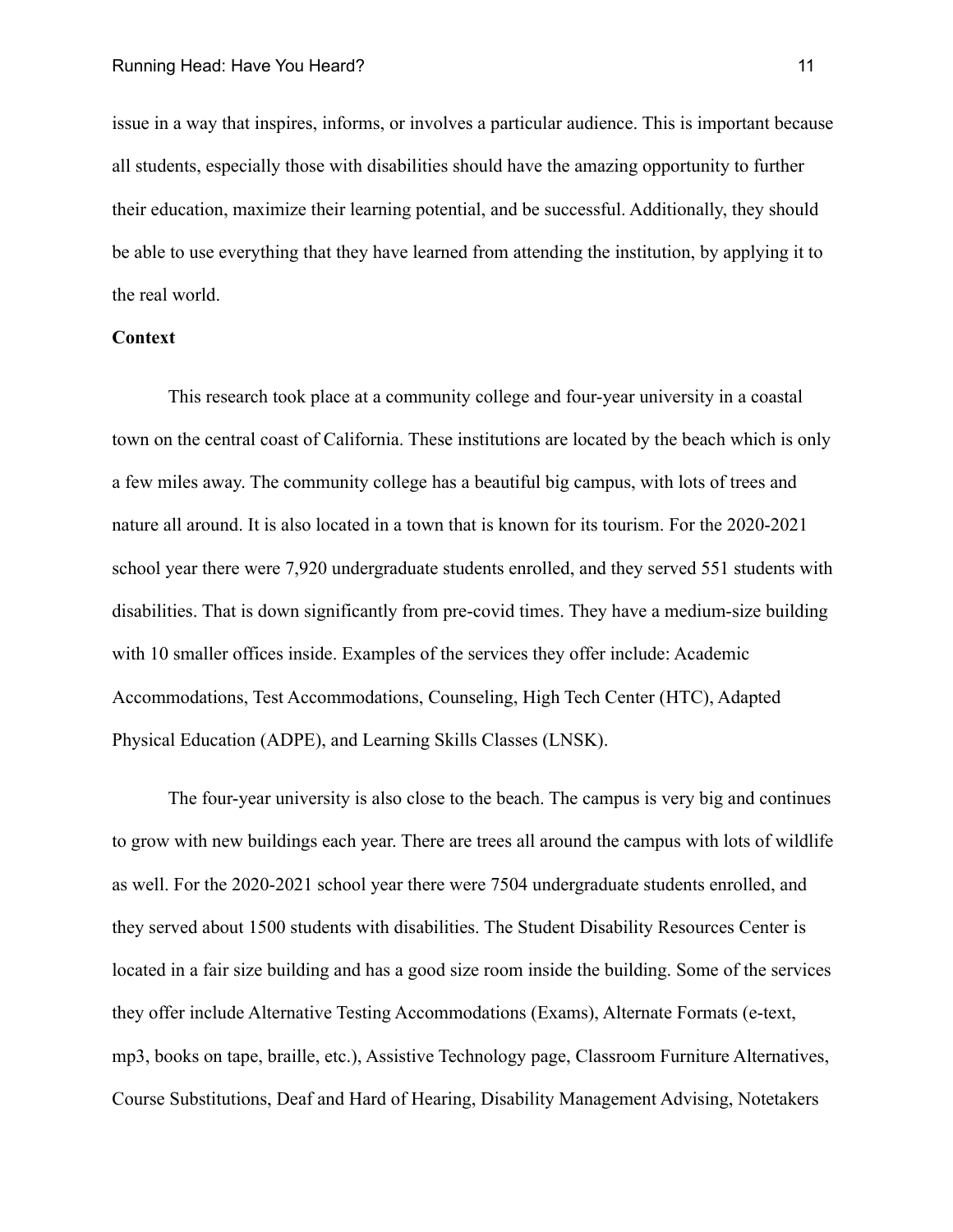issue in a way that inspires, informs, or involves a particular audience. This is important because all students, especially those with disabilities should have the amazing opportunity to further their education, maximize their learning potential, and be successful. Additionally, they should be able to use everything that they have learned from attending the institution, by applying it to the real world.

**Context**

This research took place at a community college and four-year university in a coastal town on the central coast of California. These institutions are located by the beach which is only a few miles away. The community college has a beautiful big campus, with lots of trees and nature all around. It is also located in a town that is known for its tourism. For the 2020-2021 school year there were 7,920 undergraduate students enrolled, and they served 551 students with disabilities. That is down significantly from pre-covid times. They have a medium-size building with 10 smaller offices inside. Examples of the services they offer include: Academic Accommodations, Test Accommodations, Counseling, High Tech Center (HTC), Adapted Physical Education (ADPE), and Learning Skills Classes (LNSK).

The four-year university is also close to the beach. The campus is very big and continues to grow with new buildings each year. There are trees all around the campus with lots of wildlife as well. For the 2020-2021 school year there were 7504 undergraduate students enrolled, and they served about 1500 students with disabilities. The Student Disability Resources Center is located in a fair size building and has a good size room inside the building. Some of the services they offer include Alternative Testing Accommodations (Exams), Alternate Formats (e-text, mp3, books on tape, braille, etc.), Assistive Technology page, Classroom Furniture Alternatives, Course Substitutions, Deaf and Hard of Hearing, Disability Management Advising, Notetakers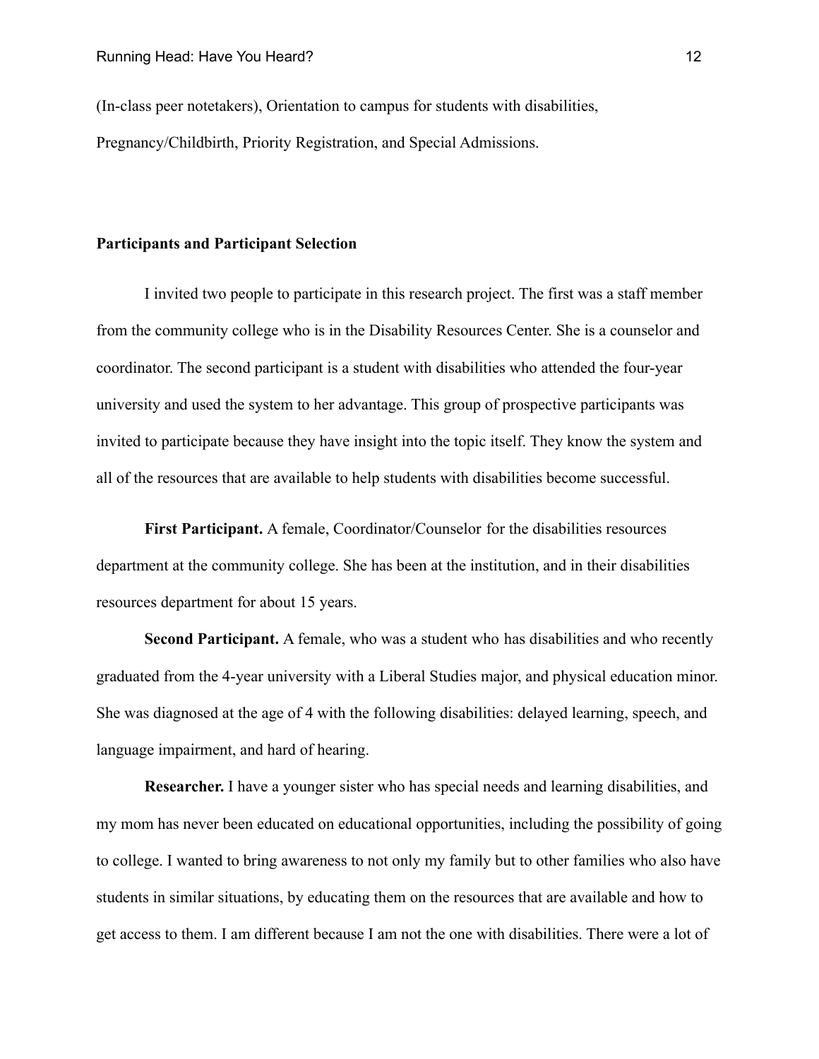(In-class peer notetakers), Orientation to campus for students with disabilities, Pregnancy/Childbirth, Priority Registration, and Special Admissions.

### Participants and Participant Selection

I invited two people to participate in this research project. The first was a staff member from the community college who is in the Disability Resources Center. She is a counselor and coordinator. The second participant is a student with disabilities who attended the four-year university and used the system to her advantage. This group of prospective participants was invited to participate because they have insight into the topic itself. They know the system and all of the resources that are available to help students with disabilities become successful.

**First Participant.** A female, Coordinator/Counselor for the disabilities resources department at the community college. She has been at the institution, and in their disabilities resources department for about 15 years.

**Second Participant.** A female, who was a student who has disabilities and who recently graduated from the 4-year university with a Liberal Studies major, and physical education minor. She was diagnosed at the age of 4 with the following disabilities: delayed learning, speech, and language impairment, and hard of hearing.

**Researcher.** I have a younger sister who has special needs and learning disabilities, and my mom has never been educated on educational opportunities, including the possibility of going to college. I wanted to bring awareness to not only my family but to other families who also have students in similar situations, by educating them on the resources that are available and how to get access to them. I am different because I am not the one with disabilities. There were a lot of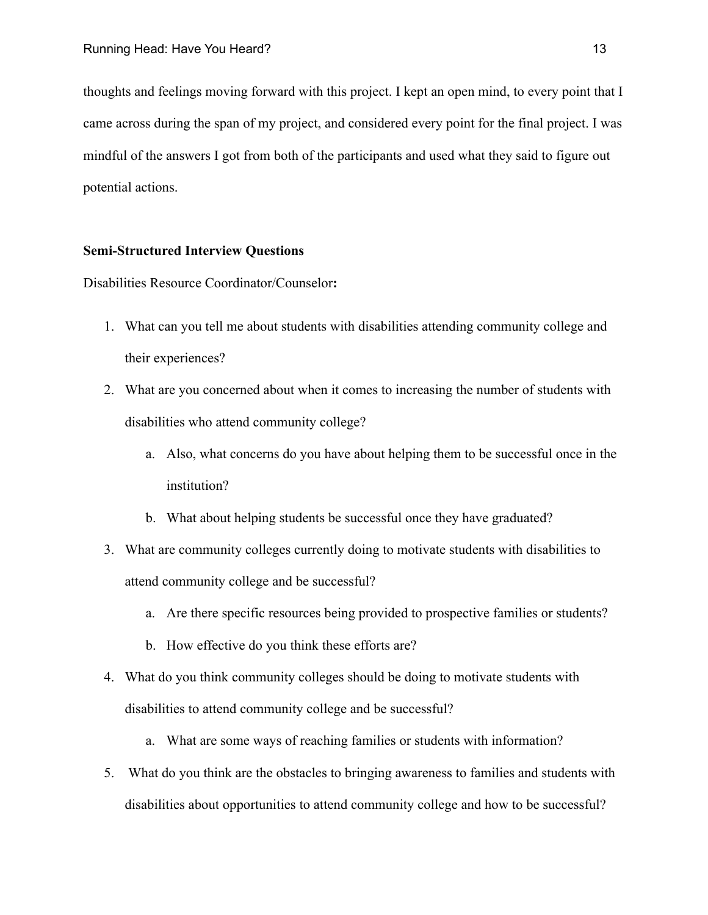thoughts and feelings moving forward with this project. I kept an open mind, to every point that I came across during the span of my project, and considered every point for the final project. I was mindful of the answers I got from both of the participants and used what they said to figure out potential actions.

**Semi-Structured Interview Questions**

Disabilities Resource Coordinator/Counselor**:**

1. What can you tell me about students with disabilities attending community college and their experiences?
2. What are you concerned about when it comes to increasing the number of students with disabilities who attend community college?
   a. Also, what concerns do you have about helping them to be successful once in the institution?
   b. What about helping students be successful once they have graduated?
3. What are community colleges currently doing to motivate students with disabilities to attend community college and be successful?
   a. Are there specific resources being provided to prospective families or students?
   b. How effective do you think these efforts are?
4. What do you think community colleges should be doing to motivate students with disabilities to attend community college and be successful?
   a. What are some ways of reaching families or students with information?
5. What do you think are the obstacles to bringing awareness to families and students with disabilities about opportunities to attend community college and how to be successful?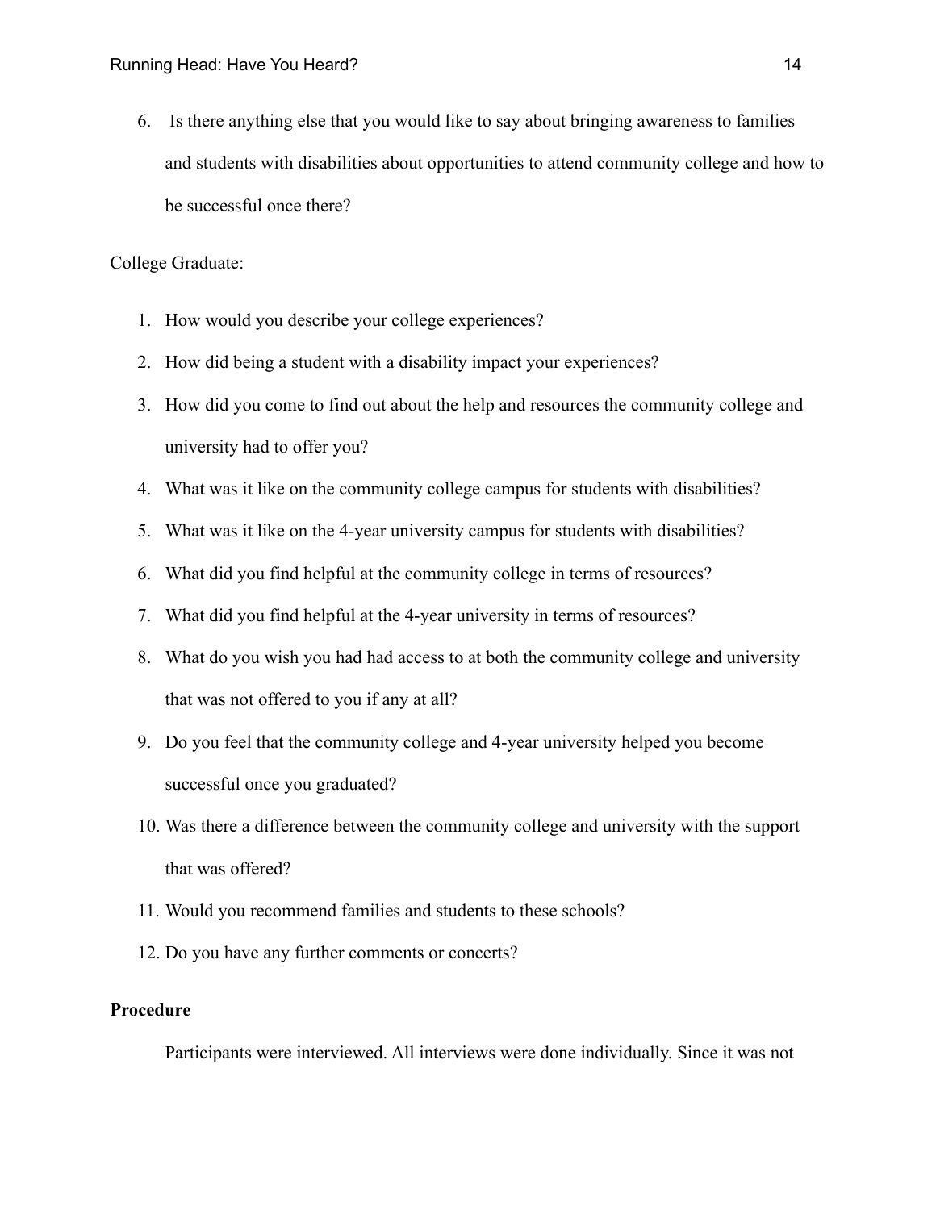6. Is there anything else that you would like to say about bringing awareness to families and students with disabilities about opportunities to attend community college and how to be successful once there?

College Graduate:

1. How would you describe your college experiences?
2. How did being a student with a disability impact your experiences?
3. How did you come to find out about the help and resources the community college and university had to offer you?
4. What was it like on the community college campus for students with disabilities?
5. What was it like on the 4-year university campus for students with disabilities?
6. What did you find helpful at the community college in terms of resources?
7. What did you find helpful at the 4-year university in terms of resources?
8. What do you wish you had had access to at both the community college and university that was not offered to you if any at all?
9. Do you feel that the community college and 4-year university helped you become successful once you graduated?
10. Was there a difference between the community college and university with the support that was offered?
11. Would you recommend families and students to these schools?
12. Do you have any further comments or concerts?

**Procedure**

Participants were interviewed. All interviews were done individually. Since it was not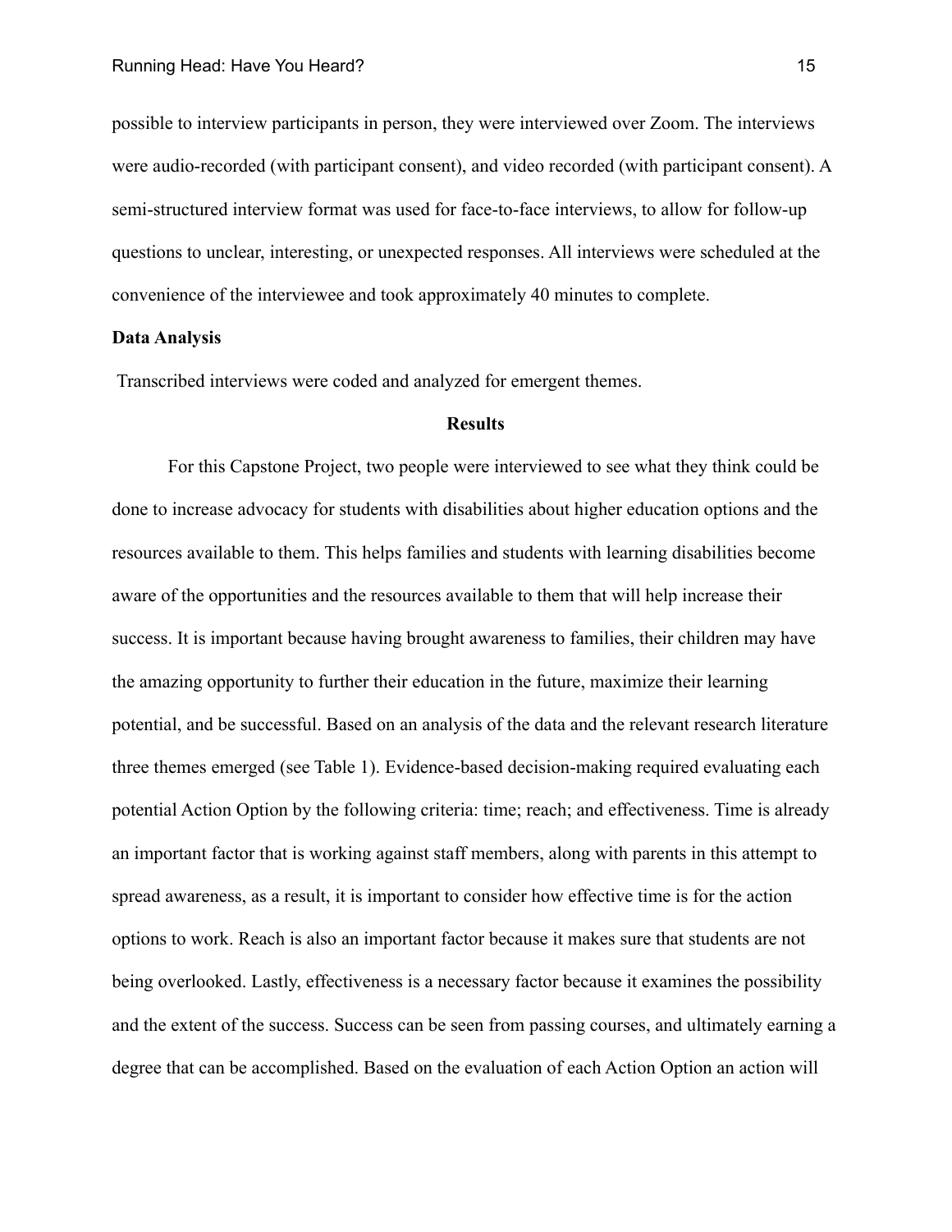possible to interview participants in person, they were interviewed over Zoom. The interviews were audio-recorded (with participant consent), and video recorded (with participant consent). A semi-structured interview format was used for face-to-face interviews, to allow for follow-up questions to unclear, interesting, or unexpected responses. All interviews were scheduled at the convenience of the interviewee and took approximately 40 minutes to complete.

**Data Analysis**

Transcribed interviews were coded and analyzed for emergent themes.

## Results

For this Capstone Project, two people were interviewed to see what they think could be done to increase advocacy for students with disabilities about higher education options and the resources available to them. This helps families and students with learning disabilities become aware of the opportunities and the resources available to them that will help increase their success. It is important because having brought awareness to families, their children may have the amazing opportunity to further their education in the future, maximize their learning potential, and be successful. Based on an analysis of the data and the relevant research literature three themes emerged (see Table 1). Evidence-based decision-making required evaluating each potential Action Option by the following criteria: time; reach; and effectiveness. Time is already an important factor that is working against staff members, along with parents in this attempt to spread awareness, as a result, it is important to consider how effective time is for the action options to work. Reach is also an important factor because it makes sure that students are not being overlooked. Lastly, effectiveness is a necessary factor because it examines the possibility and the extent of the success. Success can be seen from passing courses, and ultimately earning a degree that can be accomplished. Based on the evaluation of each Action Option an action will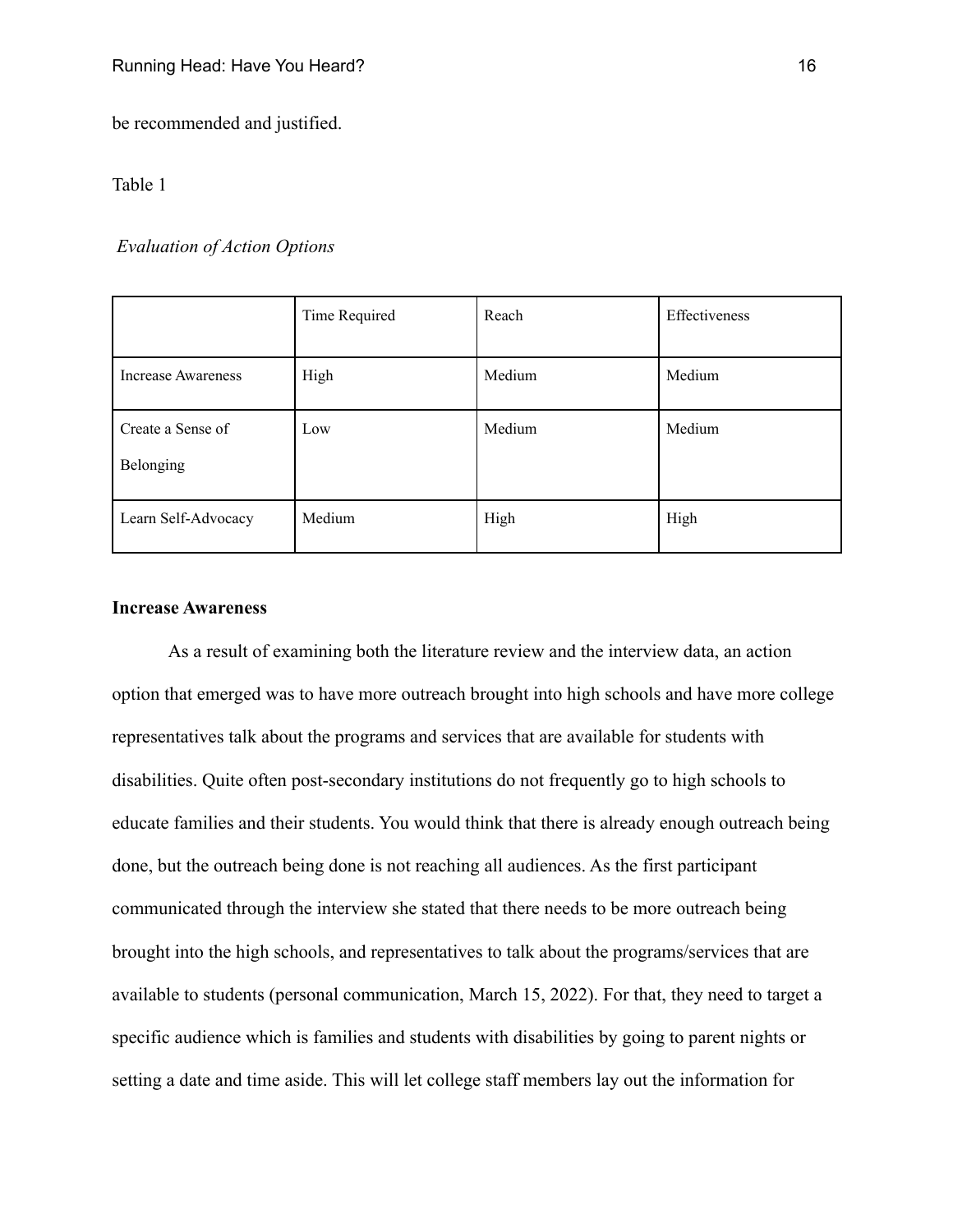be recommended and justified.

Table 1

*Evaluation of Action Options*

| | Time Required | Reach | Effectiveness |
|---|---|---|---|
| Increase Awareness | High | Medium | Medium |
| Create a Sense of Belonging | Low | Medium | Medium |
| Learn Self-Advocacy | Medium | High | High |

**Increase Awareness**

As a result of examining both the literature review and the interview data, an action option that emerged was to have more outreach brought into high schools and have more college representatives talk about the programs and services that are available for students with disabilities. Quite often post-secondary institutions do not frequently go to high schools to educate families and their students. You would think that there is already enough outreach being done, but the outreach being done is not reaching all audiences. As the first participant communicated through the interview she stated that there needs to be more outreach being brought into the high schools, and representatives to talk about the programs/services that are available to students (personal communication, March 15, 2022). For that, they need to target a specific audience which is families and students with disabilities by going to parent nights or setting a date and time aside. This will let college staff members lay out the information for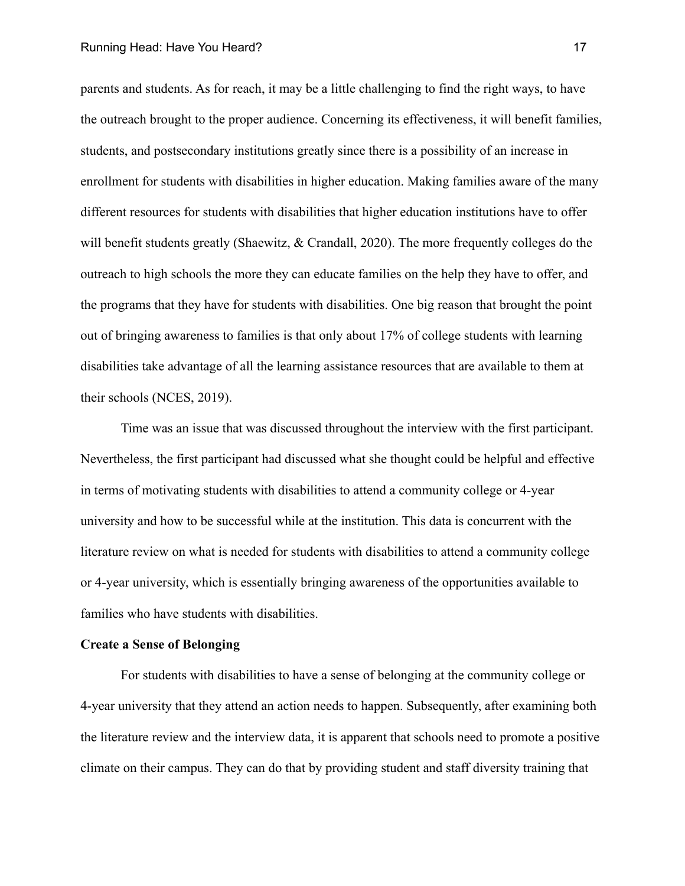parents and students. As for reach, it may be a little challenging to find the right ways, to have the outreach brought to the proper audience. Concerning its effectiveness, it will benefit families, students, and postsecondary institutions greatly since there is a possibility of an increase in enrollment for students with disabilities in higher education. Making families aware of the many different resources for students with disabilities that higher education institutions have to offer will benefit students greatly (Shaewitz, & Crandall, 2020). The more frequently colleges do the outreach to high schools the more they can educate families on the help they have to offer, and the programs that they have for students with disabilities. One big reason that brought the point out of bringing awareness to families is that only about 17% of college students with learning disabilities take advantage of all the learning assistance resources that are available to them at their schools (NCES, 2019).

Time was an issue that was discussed throughout the interview with the first participant. Nevertheless, the first participant had discussed what she thought could be helpful and effective in terms of motivating students with disabilities to attend a community college or 4-year university and how to be successful while at the institution. This data is concurrent with the literature review on what is needed for students with disabilities to attend a community college or 4-year university, which is essentially bringing awareness of the opportunities available to families who have students with disabilities.

**Create a Sense of Belonging**

For students with disabilities to have a sense of belonging at the community college or 4-year university that they attend an action needs to happen. Subsequently, after examining both the literature review and the interview data, it is apparent that schools need to promote a positive climate on their campus. They can do that by providing student and staff diversity training that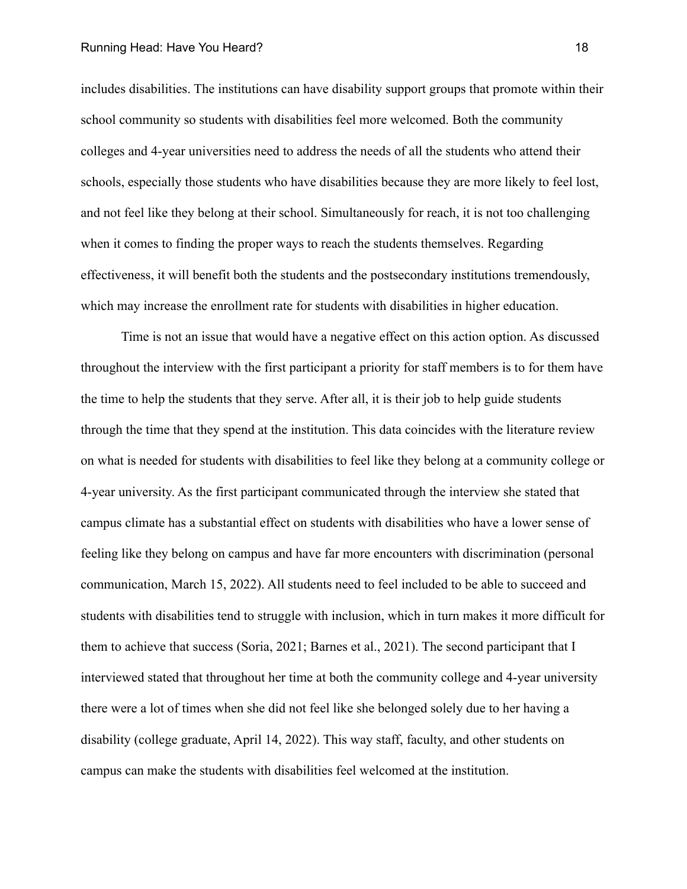includes disabilities. The institutions can have disability support groups that promote within their school community so students with disabilities feel more welcomed. Both the community colleges and 4-year universities need to address the needs of all the students who attend their schools, especially those students who have disabilities because they are more likely to feel lost, and not feel like they belong at their school. Simultaneously for reach, it is not too challenging when it comes to finding the proper ways to reach the students themselves. Regarding effectiveness, it will benefit both the students and the postsecondary institutions tremendously, which may increase the enrollment rate for students with disabilities in higher education.

Time is not an issue that would have a negative effect on this action option. As discussed throughout the interview with the first participant a priority for staff members is to for them have the time to help the students that they serve. After all, it is their job to help guide students through the time that they spend at the institution. This data coincides with the literature review on what is needed for students with disabilities to feel like they belong at a community college or 4-year university. As the first participant communicated through the interview she stated that campus climate has a substantial effect on students with disabilities who have a lower sense of feeling like they belong on campus and have far more encounters with discrimination (personal communication, March 15, 2022). All students need to feel included to be able to succeed and students with disabilities tend to struggle with inclusion, which in turn makes it more difficult for them to achieve that success (Soria, 2021; Barnes et al., 2021). The second participant that I interviewed stated that throughout her time at both the community college and 4-year university there were a lot of times when she did not feel like she belonged solely due to her having a disability (college graduate, April 14, 2022). This way staff, faculty, and other students on campus can make the students with disabilities feel welcomed at the institution.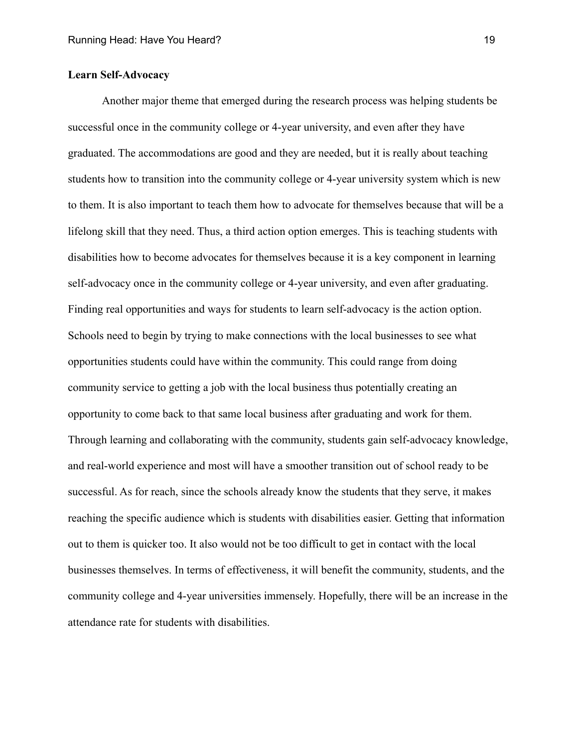**Learn Self-Advocacy**

Another major theme that emerged during the research process was helping students be successful once in the community college or 4-year university, and even after they have graduated. The accommodations are good and they are needed, but it is really about teaching students how to transition into the community college or 4-year university system which is new to them. It is also important to teach them how to advocate for themselves because that will be a lifelong skill that they need. Thus, a third action option emerges. This is teaching students with disabilities how to become advocates for themselves because it is a key component in learning self-advocacy once in the community college or 4-year university, and even after graduating. Finding real opportunities and ways for students to learn self-advocacy is the action option. Schools need to begin by trying to make connections with the local businesses to see what opportunities students could have within the community. This could range from doing community service to getting a job with the local business thus potentially creating an opportunity to come back to that same local business after graduating and work for them. Through learning and collaborating with the community, students gain self-advocacy knowledge, and real-world experience and most will have a smoother transition out of school ready to be successful. As for reach, since the schools already know the students that they serve, it makes reaching the specific audience which is students with disabilities easier. Getting that information out to them is quicker too. It also would not be too difficult to get in contact with the local businesses themselves. In terms of effectiveness, it will benefit the community, students, and the community college and 4-year universities immensely. Hopefully, there will be an increase in the attendance rate for students with disabilities.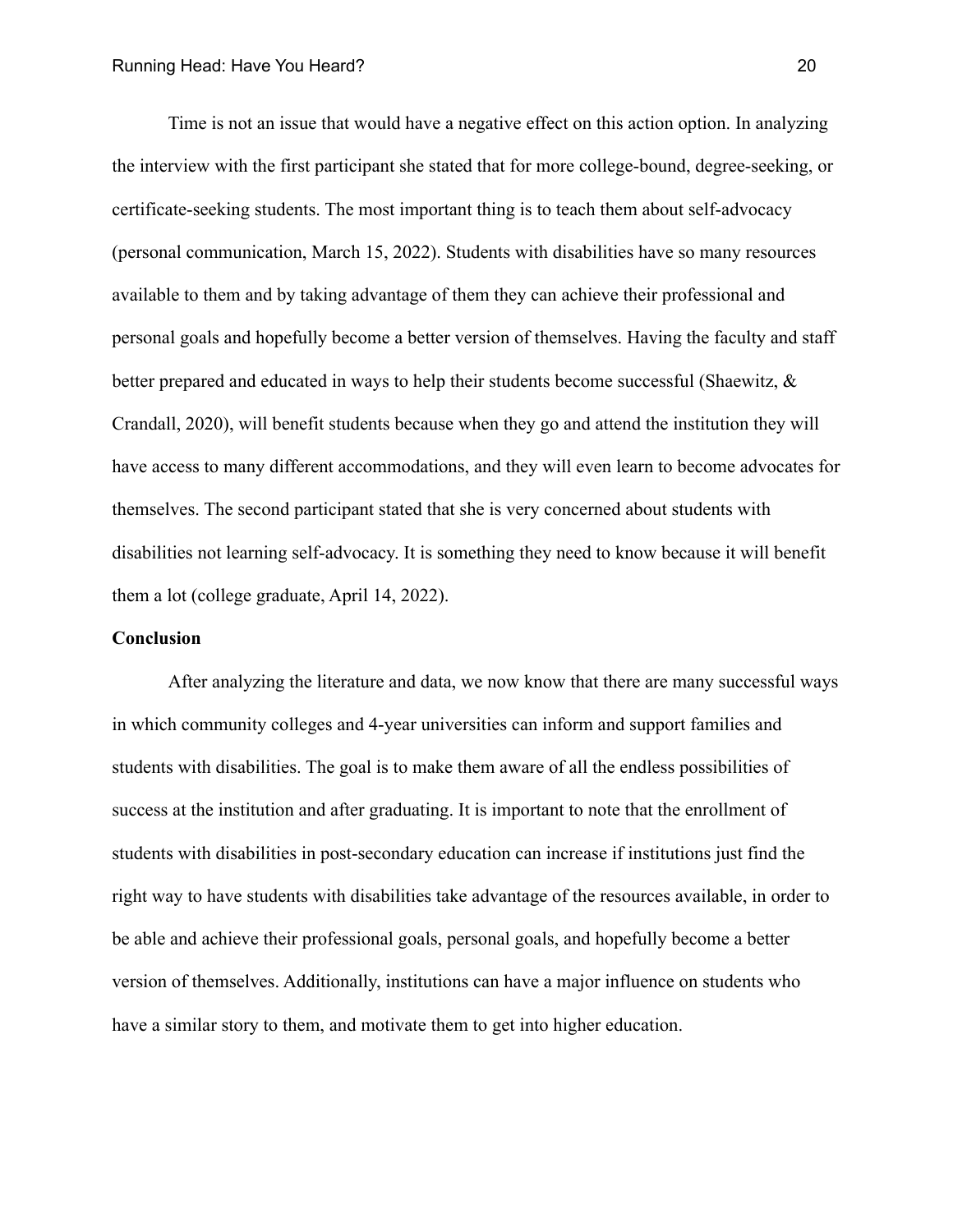Time is not an issue that would have a negative effect on this action option. In analyzing the interview with the first participant she stated that for more college-bound, degree-seeking, or certificate-seeking students. The most important thing is to teach them about self-advocacy (personal communication, March 15, 2022). Students with disabilities have so many resources available to them and by taking advantage of them they can achieve their professional and personal goals and hopefully become a better version of themselves. Having the faculty and staff better prepared and educated in ways to help their students become successful (Shaewitz, & Crandall, 2020), will benefit students because when they go and attend the institution they will have access to many different accommodations, and they will even learn to become advocates for themselves. The second participant stated that she is very concerned about students with disabilities not learning self-advocacy. It is something they need to know because it will benefit them a lot (college graduate, April 14, 2022).

**Conclusion**

After analyzing the literature and data, we now know that there are many successful ways in which community colleges and 4-year universities can inform and support families and students with disabilities. The goal is to make them aware of all the endless possibilities of success at the institution and after graduating. It is important to note that the enrollment of students with disabilities in post-secondary education can increase if institutions just find the right way to have students with disabilities take advantage of the resources available, in order to be able and achieve their professional goals, personal goals, and hopefully become a better version of themselves. Additionally, institutions can have a major influence on students who have a similar story to them, and motivate them to get into higher education.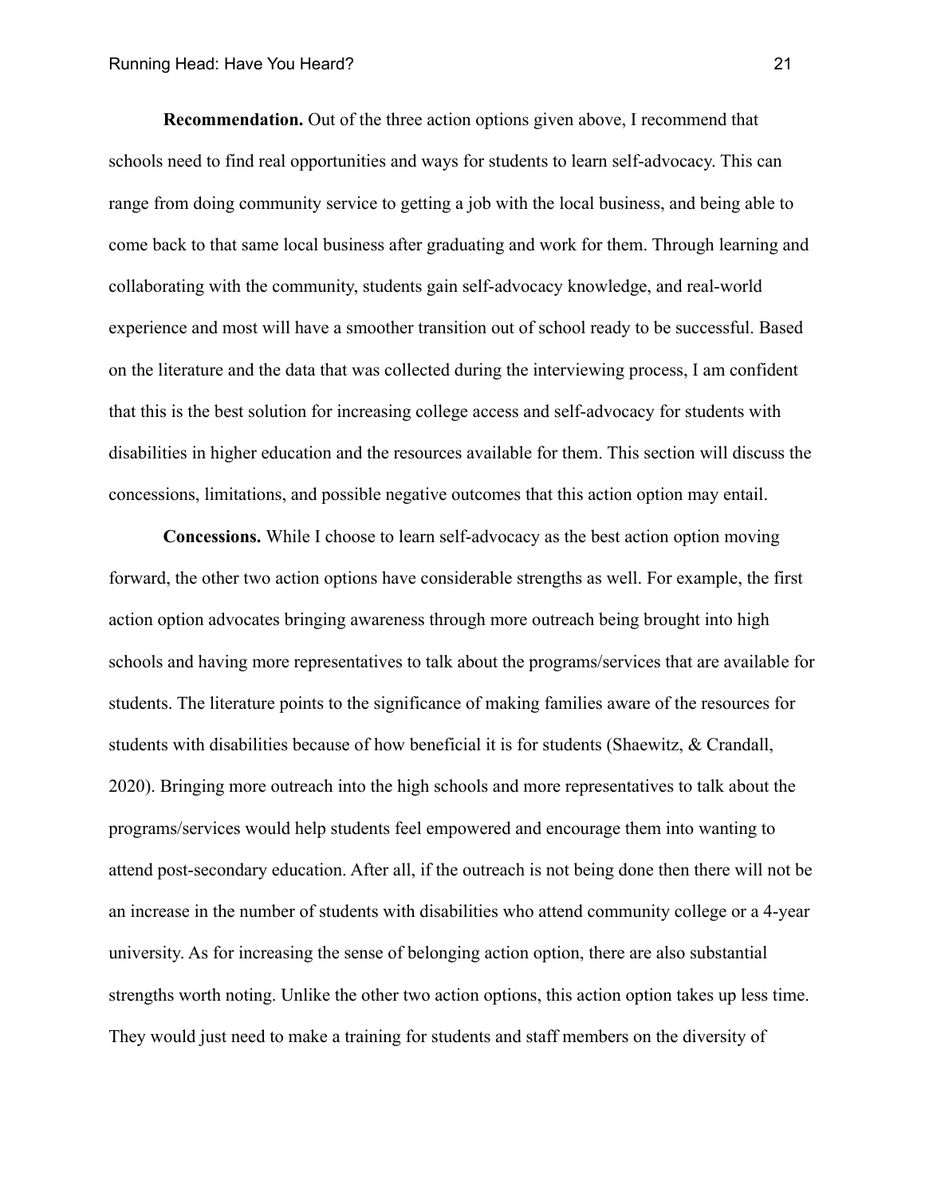**Recommendation.** Out of the three action options given above, I recommend that schools need to find real opportunities and ways for students to learn self-advocacy. This can range from doing community service to getting a job with the local business, and being able to come back to that same local business after graduating and work for them. Through learning and collaborating with the community, students gain self-advocacy knowledge, and real-world experience and most will have a smoother transition out of school ready to be successful. Based on the literature and the data that was collected during the interviewing process, I am confident that this is the best solution for increasing college access and self-advocacy for students with disabilities in higher education and the resources available for them. This section will discuss the concessions, limitations, and possible negative outcomes that this action option may entail.

**Concessions.** While I choose to learn self-advocacy as the best action option moving forward, the other two action options have considerable strengths as well. For example, the first action option advocates bringing awareness through more outreach being brought into high schools and having more representatives to talk about the programs/services that are available for students. The literature points to the significance of making families aware of the resources for students with disabilities because of how beneficial it is for students (Shaewitz, & Crandall, 2020). Bringing more outreach into the high schools and more representatives to talk about the programs/services would help students feel empowered and encourage them into wanting to attend post-secondary education. After all, if the outreach is not being done then there will not be an increase in the number of students with disabilities who attend community college or a 4-year university. As for increasing the sense of belonging action option, there are also substantial strengths worth noting. Unlike the other two action options, this action option takes up less time. They would just need to make a training for students and staff members on the diversity of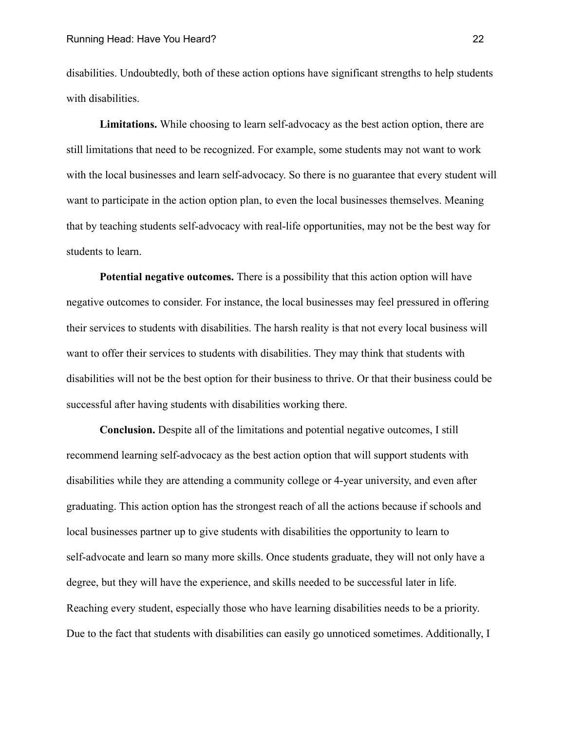disabilities. Undoubtedly, both of these action options have significant strengths to help students with disabilities.

**Limitations.** While choosing to learn self-advocacy as the best action option, there are still limitations that need to be recognized. For example, some students may not want to work with the local businesses and learn self-advocacy. So there is no guarantee that every student will want to participate in the action option plan, to even the local businesses themselves. Meaning that by teaching students self-advocacy with real-life opportunities, may not be the best way for students to learn.

**Potential negative outcomes.** There is a possibility that this action option will have negative outcomes to consider. For instance, the local businesses may feel pressured in offering their services to students with disabilities. The harsh reality is that not every local business will want to offer their services to students with disabilities. They may think that students with disabilities will not be the best option for their business to thrive. Or that their business could be successful after having students with disabilities working there.

**Conclusion.** Despite all of the limitations and potential negative outcomes, I still recommend learning self-advocacy as the best action option that will support students with disabilities while they are attending a community college or 4-year university, and even after graduating. This action option has the strongest reach of all the actions because if schools and local businesses partner up to give students with disabilities the opportunity to learn to self-advocate and learn so many more skills. Once students graduate, they will not only have a degree, but they will have the experience, and skills needed to be successful later in life. Reaching every student, especially those who have learning disabilities needs to be a priority. Due to the fact that students with disabilities can easily go unnoticed sometimes. Additionally, I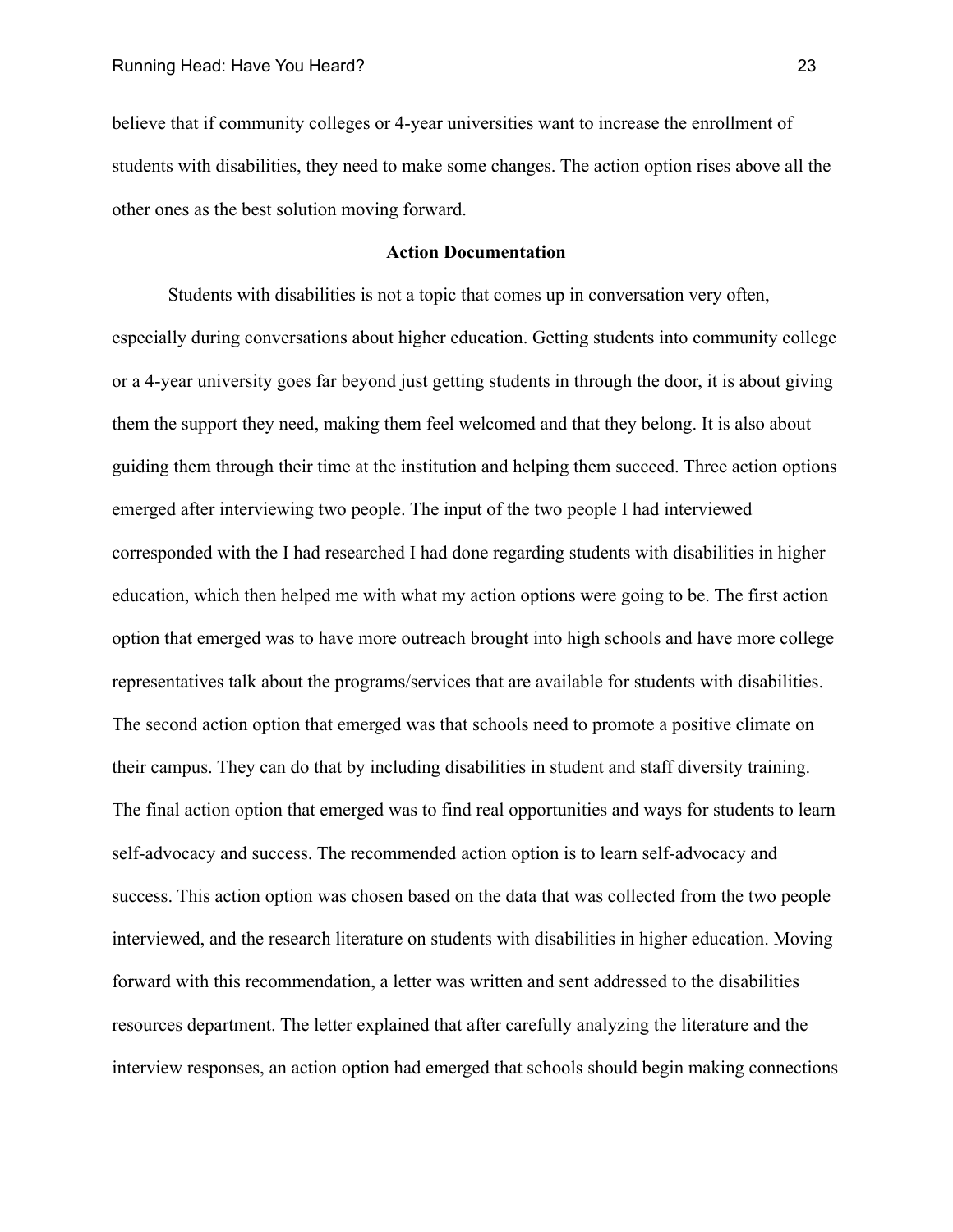believe that if community colleges or 4-year universities want to increase the enrollment of students with disabilities, they need to make some changes. The action option rises above all the other ones as the best solution moving forward.

## Action Documentation

Students with disabilities is not a topic that comes up in conversation very often, especially during conversations about higher education. Getting students into community college or a 4-year university goes far beyond just getting students in through the door, it is about giving them the support they need, making them feel welcomed and that they belong. It is also about guiding them through their time at the institution and helping them succeed. Three action options emerged after interviewing two people. The input of the two people I had interviewed corresponded with the I had researched I had done regarding students with disabilities in higher education, which then helped me with what my action options were going to be. The first action option that emerged was to have more outreach brought into high schools and have more college representatives talk about the programs/services that are available for students with disabilities. The second action option that emerged was that schools need to promote a positive climate on their campus. They can do that by including disabilities in student and staff diversity training. The final action option that emerged was to find real opportunities and ways for students to learn self-advocacy and success. The recommended action option is to learn self-advocacy and success. This action option was chosen based on the data that was collected from the two people interviewed, and the research literature on students with disabilities in higher education. Moving forward with this recommendation, a letter was written and sent addressed to the disabilities resources department. The letter explained that after carefully analyzing the literature and the interview responses, an action option had emerged that schools should begin making connections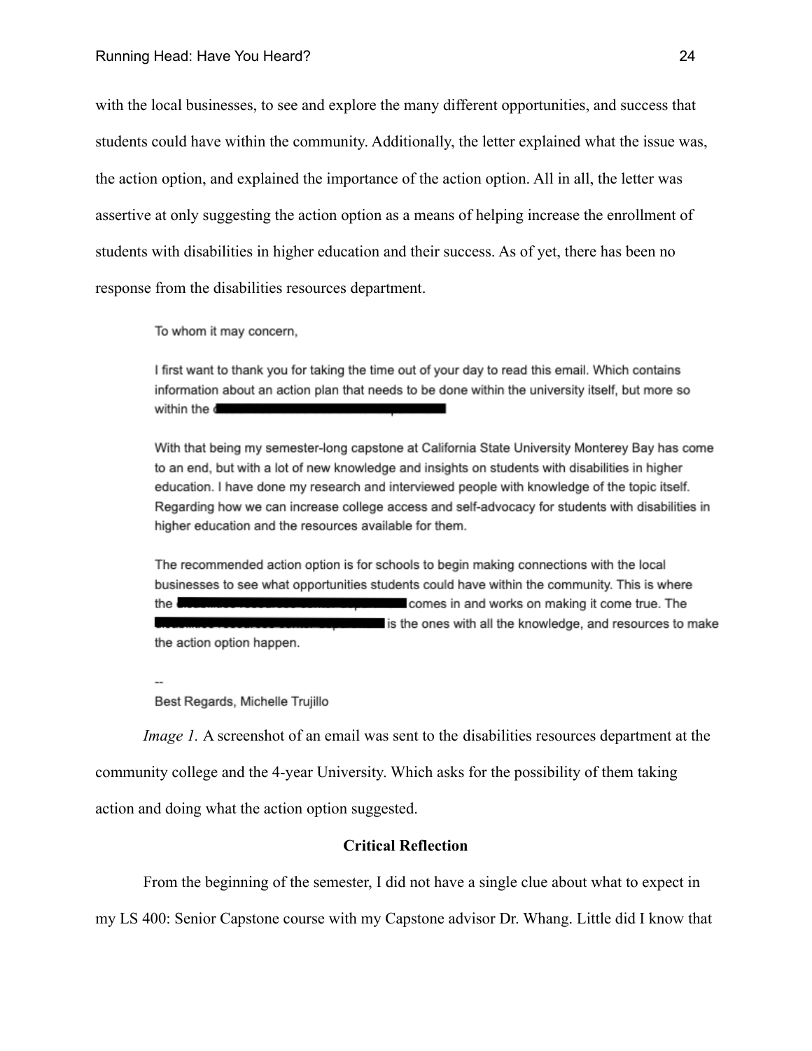with the local businesses, to see and explore the many different opportunities, and success that students could have within the community. Additionally, the letter explained what the issue was, the action option, and explained the importance of the action option. All in all, the letter was assertive at only suggesting the action option as a means of helping increase the enrollment of students with disabilities in higher education and their success. As of yet, there has been no response from the disabilities resources department.

> To whom it may concern,
>
> I first want to thank you for taking the time out of your day to read this email. Which contains information about an action plan that needs to be done within the university itself, but more so within the [redacted]
>
> With that being my semester-long capstone at California State University Monterey Bay has come to an end, but with a lot of new knowledge and insights on students with disabilities in higher education. I have done my research and interviewed people with knowledge of the topic itself. Regarding how we can increase college access and self-advocacy for students with disabilities in higher education and the resources available for them.
>
> The recommended action option is for schools to begin making connections with the local businesses to see what opportunities students could have within the community. This is where the [redacted] comes in and works on making it come true. The [redacted] is the ones with all the knowledge, and resources to make the action option happen.
>
> --
> Best Regards, Michelle Trujillo

*Image 1.* A screenshot of an email was sent to the disabilities resources department at the community college and the 4-year University. Which asks for the possibility of them taking action and doing what the action option suggested.

## Critical Reflection

From the beginning of the semester, I did not have a single clue about what to expect in my LS 400: Senior Capstone course with my Capstone advisor Dr. Whang. Little did I know that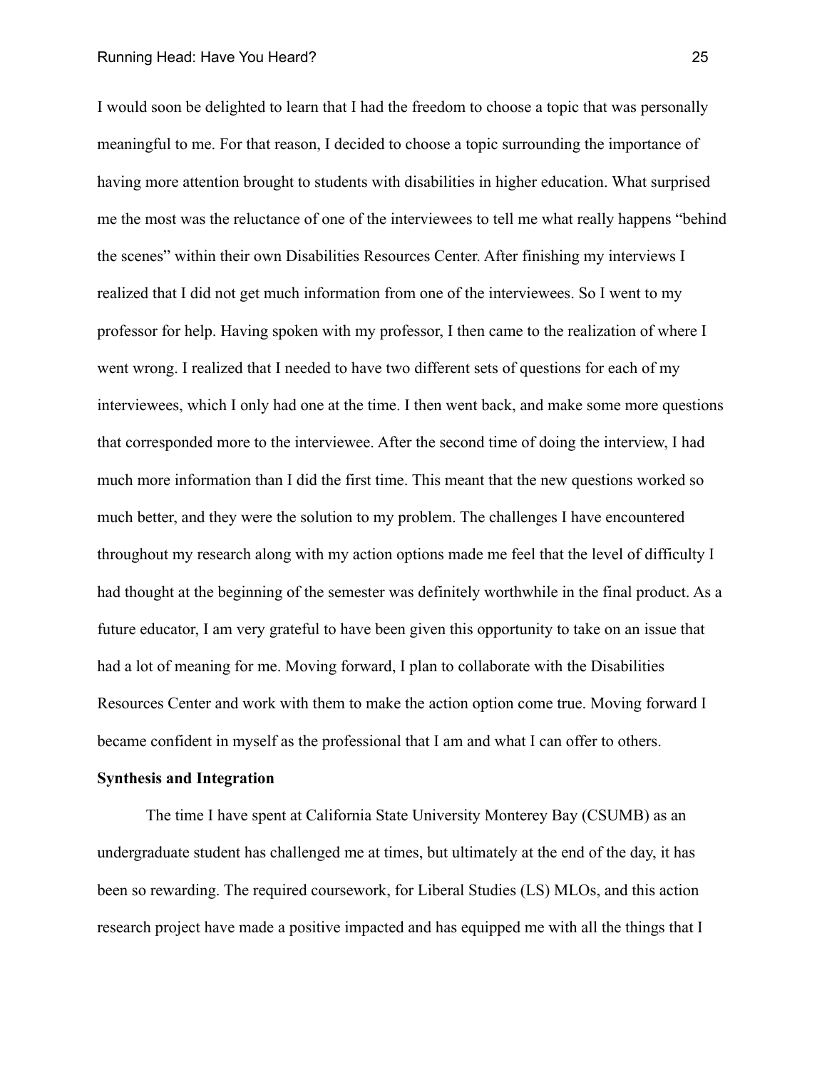I would soon be delighted to learn that I had the freedom to choose a topic that was personally meaningful to me. For that reason, I decided to choose a topic surrounding the importance of having more attention brought to students with disabilities in higher education. What surprised me the most was the reluctance of one of the interviewees to tell me what really happens "behind the scenes" within their own Disabilities Resources Center. After finishing my interviews I realized that I did not get much information from one of the interviewees. So I went to my professor for help. Having spoken with my professor, I then came to the realization of where I went wrong. I realized that I needed to have two different sets of questions for each of my interviewees, which I only had one at the time. I then went back, and make some more questions that corresponded more to the interviewee. After the second time of doing the interview, I had much more information than I did the first time. This meant that the new questions worked so much better, and they were the solution to my problem. The challenges I have encountered throughout my research along with my action options made me feel that the level of difficulty I had thought at the beginning of the semester was definitely worthwhile in the final product. As a future educator, I am very grateful to have been given this opportunity to take on an issue that had a lot of meaning for me. Moving forward, I plan to collaborate with the Disabilities Resources Center and work with them to make the action option come true. Moving forward I became confident in myself as the professional that I am and what I can offer to others.

**Synthesis and Integration**

The time I have spent at California State University Monterey Bay (CSUMB) as an undergraduate student has challenged me at times, but ultimately at the end of the day, it has been so rewarding. The required coursework, for Liberal Studies (LS) MLOs, and this action research project have made a positive impacted and has equipped me with all the things that I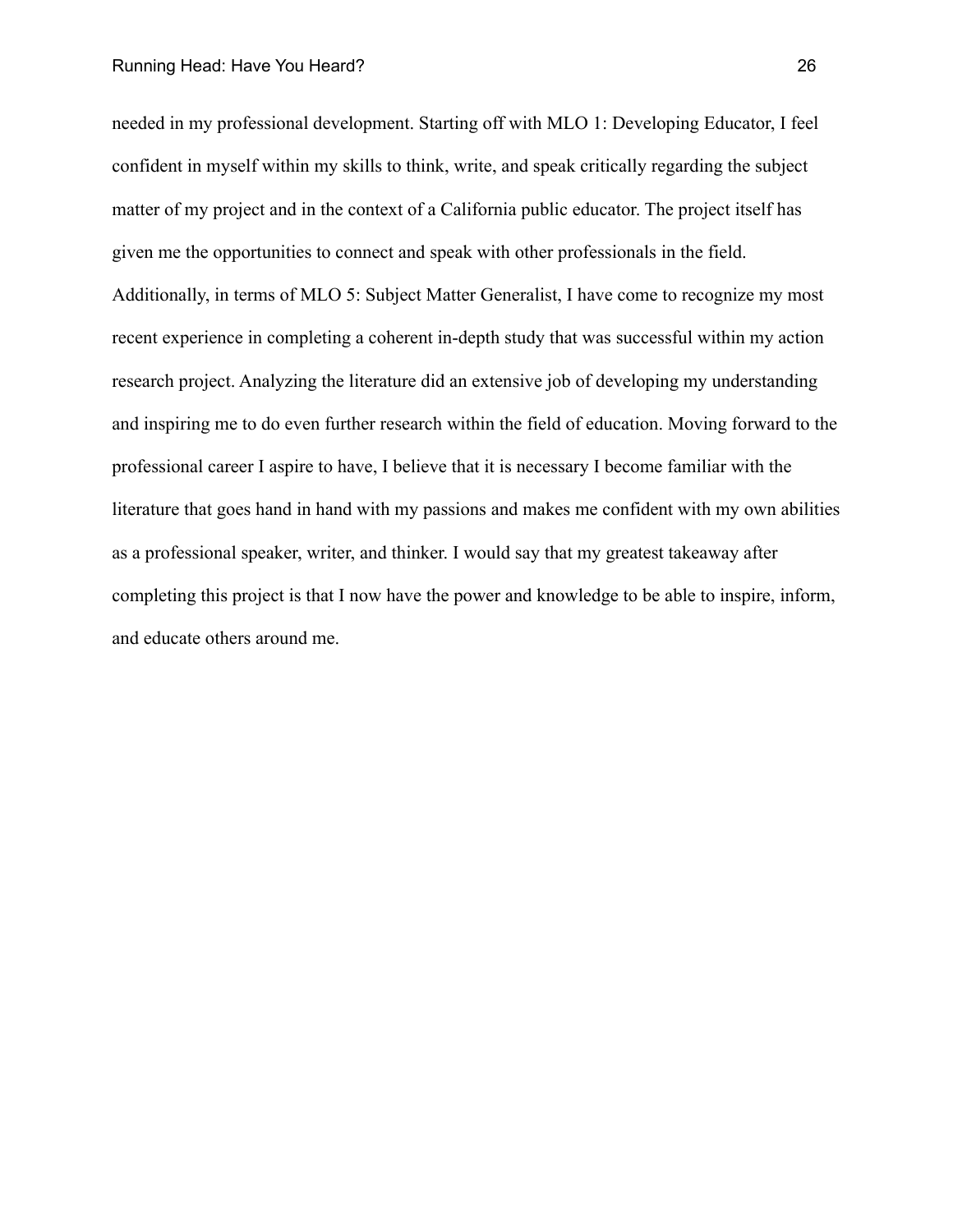needed in my professional development. Starting off with MLO 1: Developing Educator, I feel confident in myself within my skills to think, write, and speak critically regarding the subject matter of my project and in the context of a California public educator. The project itself has given me the opportunities to connect and speak with other professionals in the field. Additionally, in terms of MLO 5: Subject Matter Generalist, I have come to recognize my most recent experience in completing a coherent in-depth study that was successful within my action research project. Analyzing the literature did an extensive job of developing my understanding and inspiring me to do even further research within the field of education. Moving forward to the professional career I aspire to have, I believe that it is necessary I become familiar with the literature that goes hand in hand with my passions and makes me confident with my own abilities as a professional speaker, writer, and thinker. I would say that my greatest takeaway after completing this project is that I now have the power and knowledge to be able to inspire, inform, and educate others around me.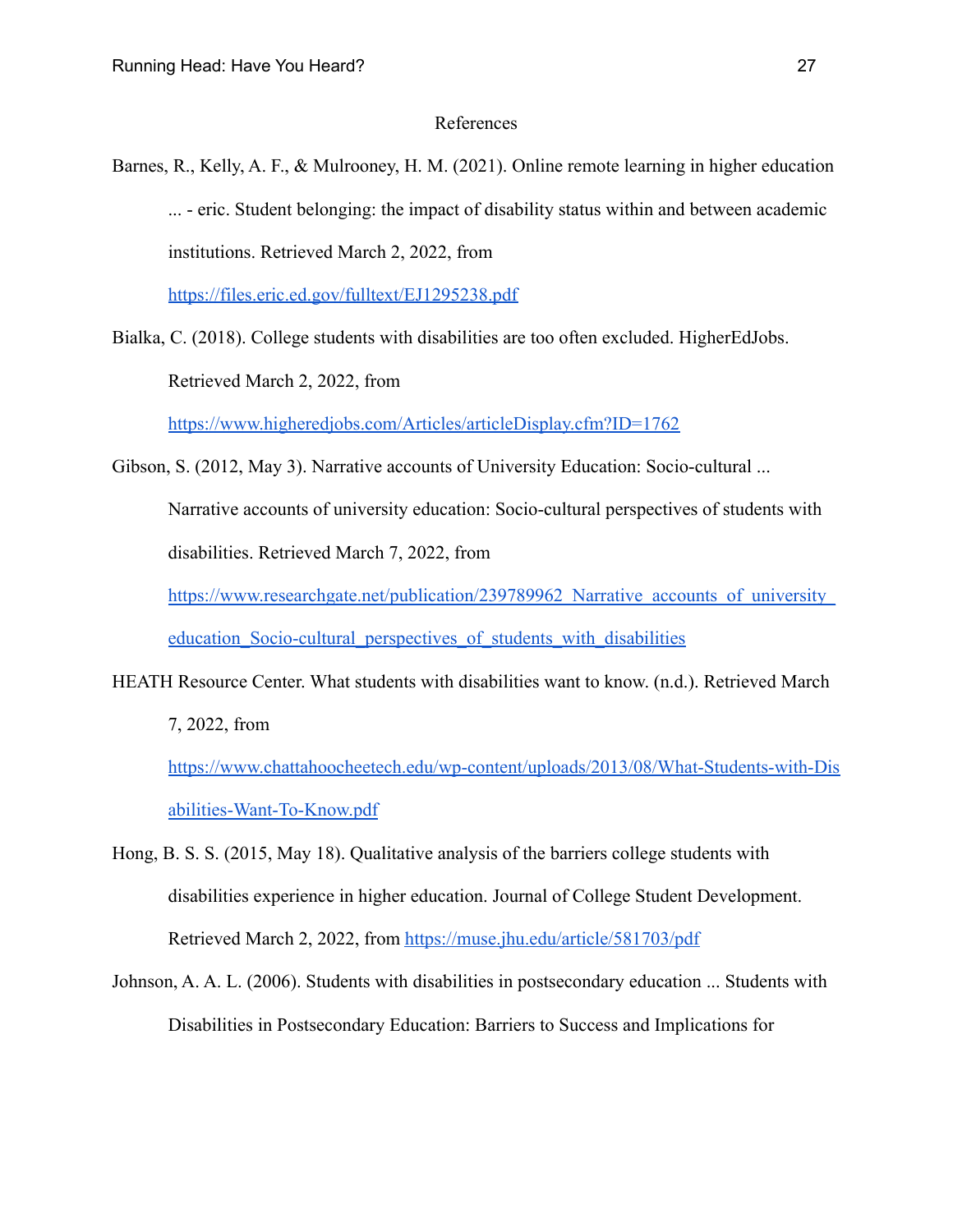# References

Barnes, R., Kelly, A. F., & Mulrooney, H. M. (2021). Online remote learning in higher education ... - eric. Student belonging: the impact of disability status within and between academic institutions. Retrieved March 2, 2022, from [https://files.eric.ed.gov/fulltext/EJ1295238.pdf](https://files.eric.ed.gov/fulltext/EJ1295238.pdf)

Bialka, C. (2018). College students with disabilities are too often excluded. HigherEdJobs. Retrieved March 2, 2022, from [https://www.higheredjobs.com/Articles/articleDisplay.cfm?ID=1762](https://www.higheredjobs.com/Articles/articleDisplay.cfm?ID=1762)

Gibson, S. (2012, May 3). Narrative accounts of University Education: Socio-cultural ... Narrative accounts of university education: Socio-cultural perspectives of students with disabilities. Retrieved March 7, 2022, from [https://www.researchgate.net/publication/239789962_Narrative_accounts_of_university_education_Socio-cultural_perspectives_of_students_with_disabilities](https://www.researchgate.net/publication/239789962_Narrative_accounts_of_university_education_Socio-cultural_perspectives_of_students_with_disabilities)

HEATH Resource Center. What students with disabilities want to know. (n.d.). Retrieved March 7, 2022, from [https://www.chattahoocheetech.edu/wp-content/uploads/2013/08/What-Students-with-Disabilities-Want-To-Know.pdf](https://www.chattahoocheetech.edu/wp-content/uploads/2013/08/What-Students-with-Disabilities-Want-To-Know.pdf)

Hong, B. S. S. (2015, May 18). Qualitative analysis of the barriers college students with disabilities experience in higher education. Journal of College Student Development. Retrieved March 2, 2022, from [https://muse.jhu.edu/article/581703/pdf](https://muse.jhu.edu/article/581703/pdf)

Johnson, A. A. L. (2006). Students with disabilities in postsecondary education ... Students with Disabilities in Postsecondary Education: Barriers to Success and Implications for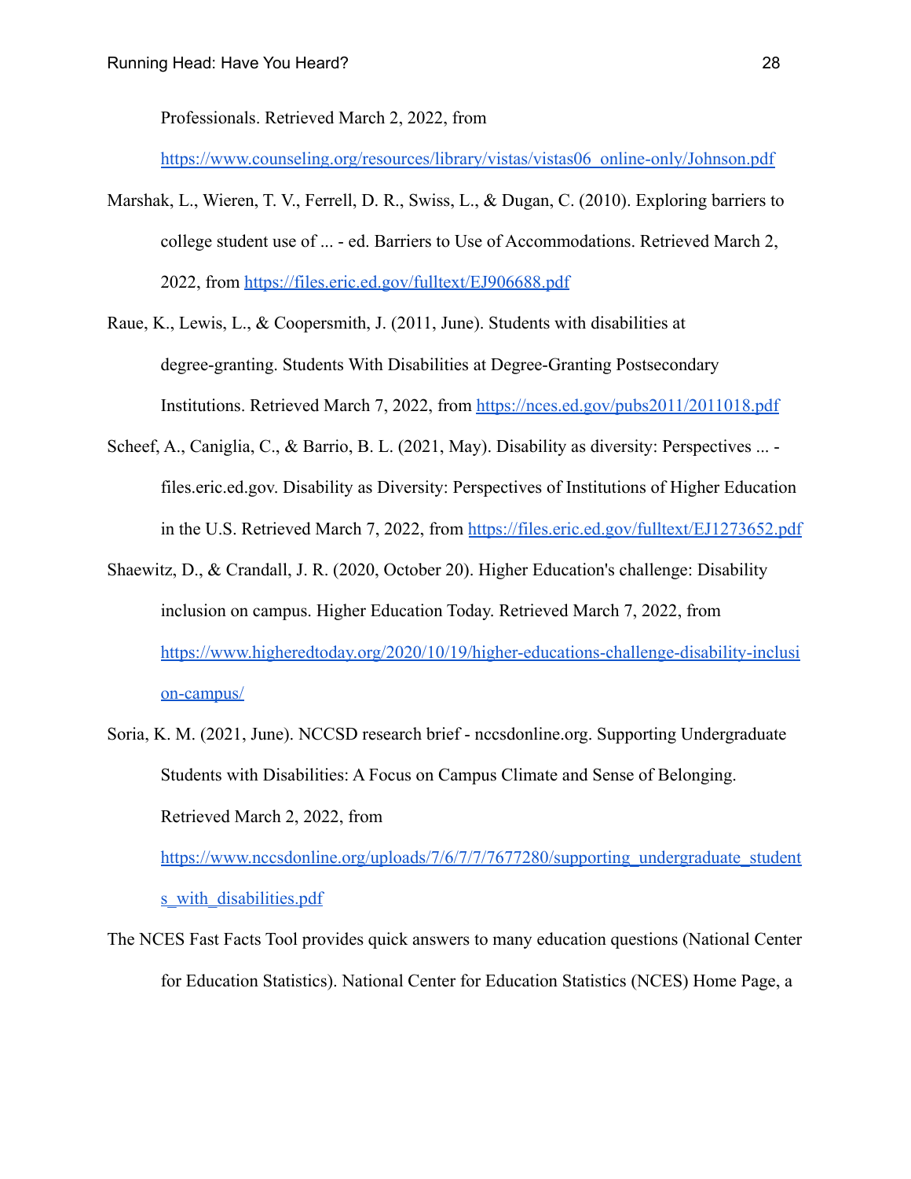Professionals. Retrieved March 2, 2022, from https://www.counseling.org/resources/library/vistas/vistas06_online-only/Johnson.pdf

Marshak, L., Wieren, T. V., Ferrell, D. R., Swiss, L., & Dugan, C. (2010). Exploring barriers to college student use of ... - ed. Barriers to Use of Accommodations. Retrieved March 2, 2022, from https://files.eric.ed.gov/fulltext/EJ906688.pdf

Raue, K., Lewis, L., & Coopersmith, J. (2011, June). Students with disabilities at degree-granting. Students With Disabilities at Degree-Granting Postsecondary Institutions. Retrieved March 7, 2022, from https://nces.ed.gov/pubs2011/2011018.pdf

Scheef, A., Caniglia, C., & Barrio, B. L. (2021, May). Disability as diversity: Perspectives ... - files.eric.ed.gov. Disability as Diversity: Perspectives of Institutions of Higher Education in the U.S. Retrieved March 7, 2022, from https://files.eric.ed.gov/fulltext/EJ1273652.pdf

Shaewitz, D., & Crandall, J. R. (2020, October 20). Higher Education's challenge: Disability inclusion on campus. Higher Education Today. Retrieved March 7, 2022, from https://www.higheredtoday.org/2020/10/19/higher-educations-challenge-disability-inclusion-campus/

Soria, K. M. (2021, June). NCCSD research brief - nccsdonline.org. Supporting Undergraduate Students with Disabilities: A Focus on Campus Climate and Sense of Belonging. Retrieved March 2, 2022, from https://www.nccsdonline.org/uploads/7/6/7/7/7677280/supporting_undergraduate_students_with_disabilities.pdf

The NCES Fast Facts Tool provides quick answers to many education questions (National Center for Education Statistics). National Center for Education Statistics (NCES) Home Page, a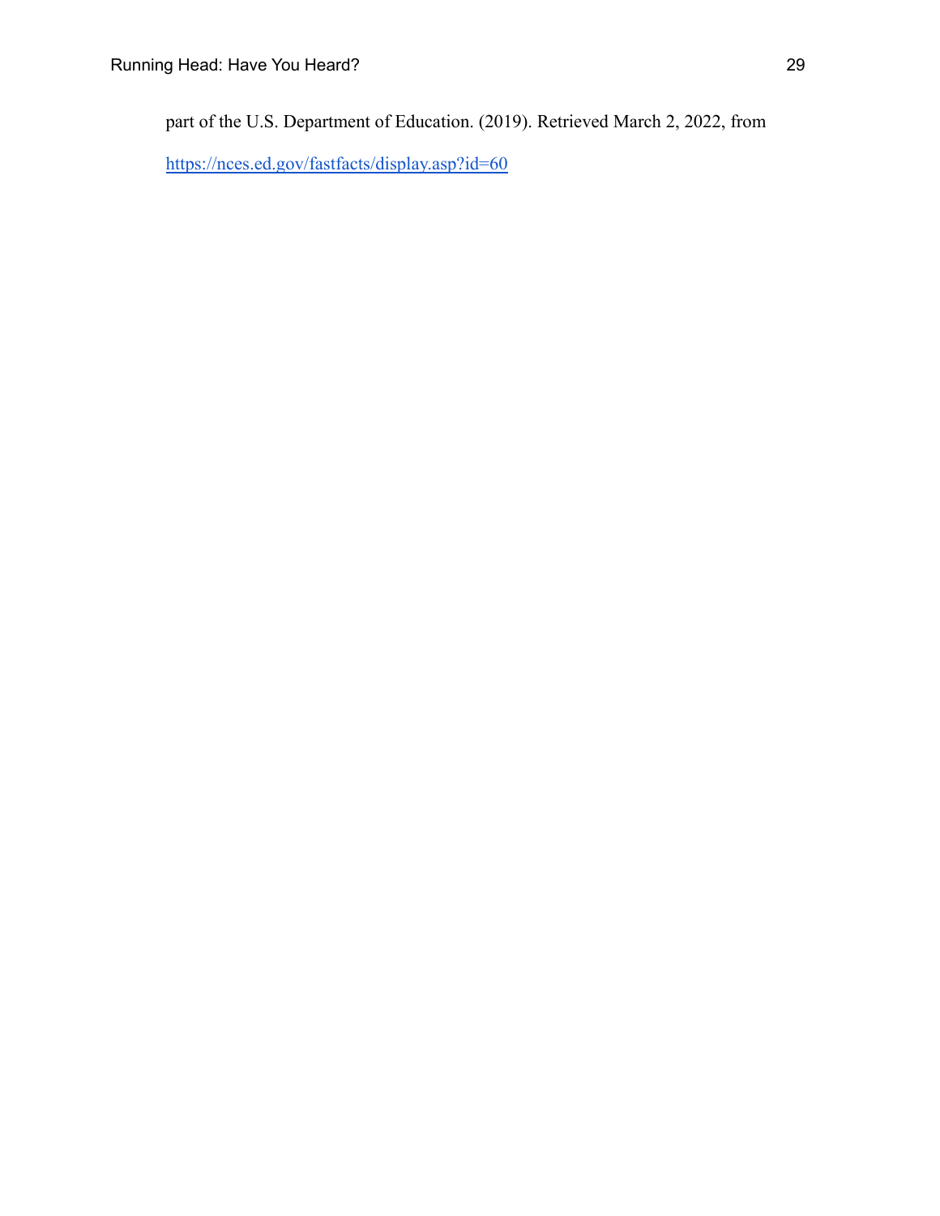part of the U.S. Department of Education. (2019). Retrieved March 2, 2022, from https://nces.ed.gov/fastfacts/display.asp?id=60